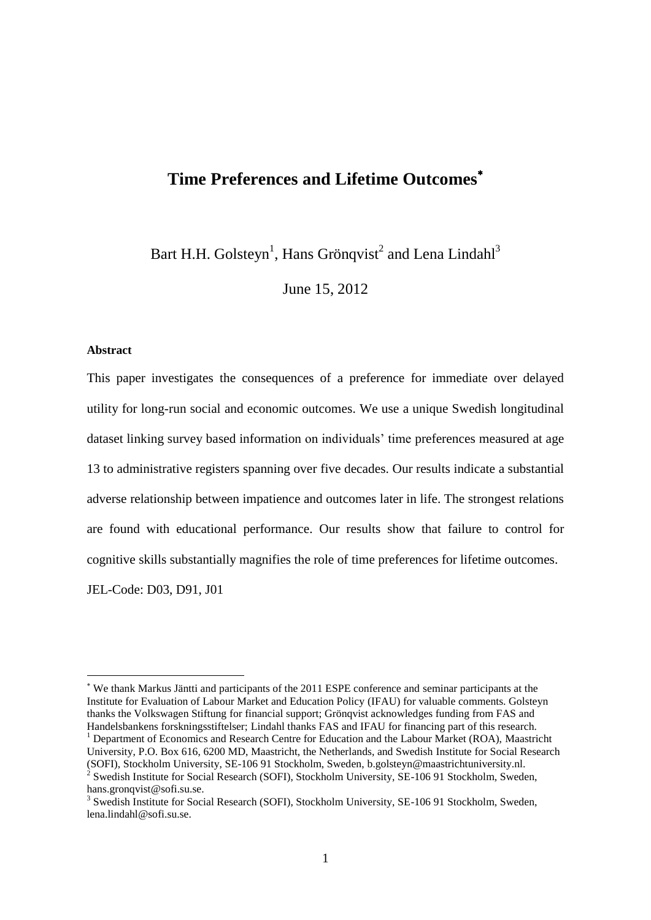# Time Preferences and Lifetime Outcomes*

Bart H.H. Golsteyn[1], Hans Grönqvist[2] and Lena Lindahl[3]

June 15, 2012

**Abstract**

This paper investigates the consequences of a preference for immediate over delayed utility for long-run social and economic outcomes. We use a unique Swedish longitudinal dataset linking survey based information on individuals' time preferences measured at age 13 to administrative registers spanning over five decades. Our results indicate a substantial adverse relationship between impatience and outcomes later in life. The strongest relations are found with educational performance. Our results show that failure to control for cognitive skills substantially magnifies the role of time preferences for lifetime outcomes.

JEL-Code: D03, D91, J01

---

* We thank Markus Jäntti and participants of the 2011 ESPE conference and seminar participants at the Institute for Evaluation of Labour Market and Education Policy (IFAU) for valuable comments. Golsteyn thanks the Volkswagen Stiftung for financial support; Grönqvist acknowledges funding from FAS and Handelsbankens forskningsstiftelser; Lindahl thanks FAS and IFAU for financing part of this research.

[1] Department of Economics and Research Centre for Education and the Labour Market (ROA), Maastricht University, P.O. Box 616, 6200 MD, Maastricht, the Netherlands, and Swedish Institute for Social Research (SOFI), Stockholm University, SE-106 91 Stockholm, Sweden, b.golsteyn@maastrichtuniversity.nl.

[2] Swedish Institute for Social Research (SOFI), Stockholm University, SE-106 91 Stockholm, Sweden, hans.gronqvist@sofi.su.se.

[3] Swedish Institute for Social Research (SOFI), Stockholm University, SE-106 91 Stockholm, Sweden, lena.lindahl@sofi.su.se.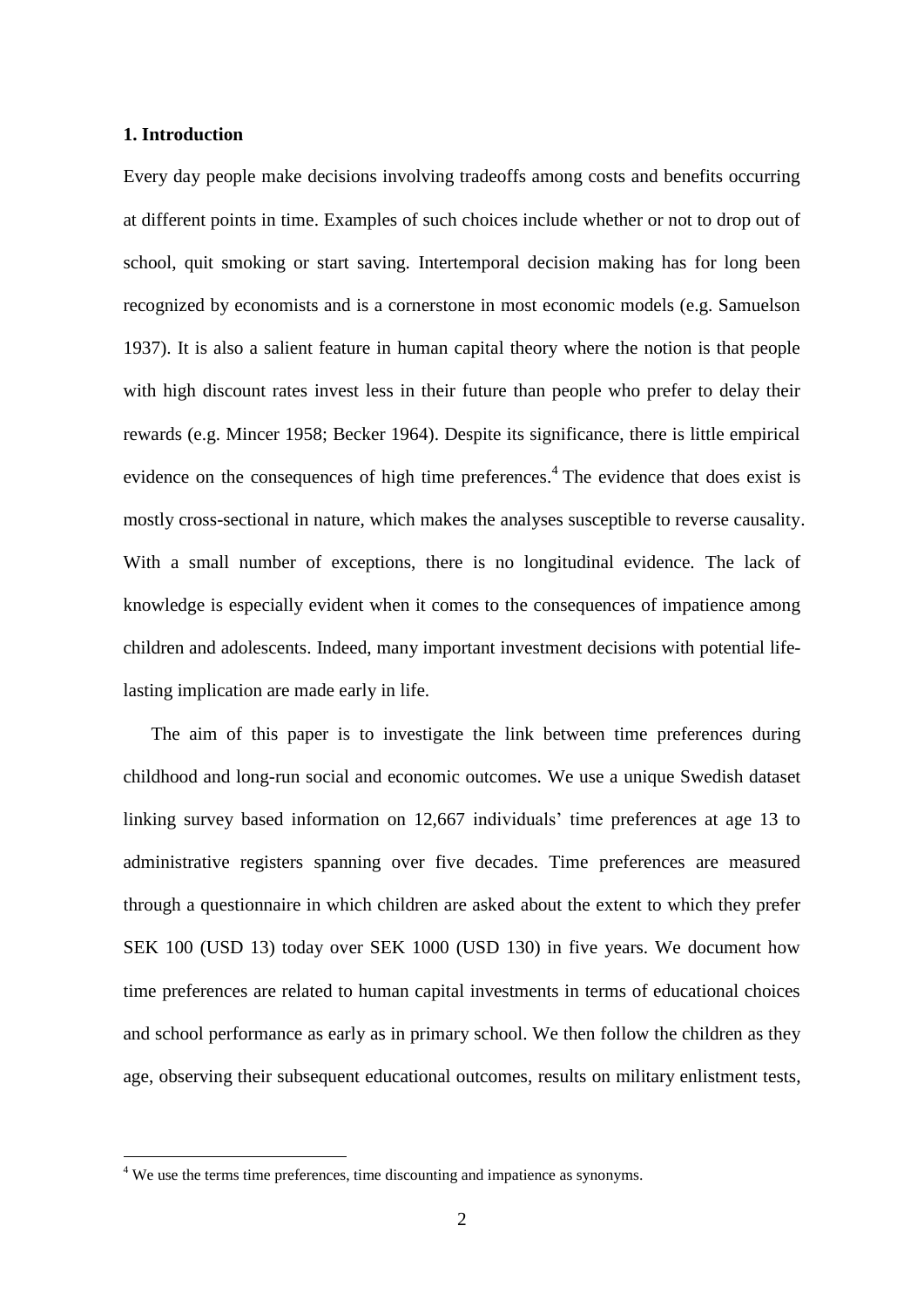## 1. Introduction

Every day people make decisions involving tradeoffs among costs and benefits occurring at different points in time. Examples of such choices include whether or not to drop out of school, quit smoking or start saving. Intertemporal decision making has for long been recognized by economists and is a cornerstone in most economic models (e.g. Samuelson 1937). It is also a salient feature in human capital theory where the notion is that people with high discount rates invest less in their future than people who prefer to delay their rewards (e.g. Mincer 1958; Becker 1964). Despite its significance, there is little empirical evidence on the consequences of high time preferences.[4] The evidence that does exist is mostly cross-sectional in nature, which makes the analyses susceptible to reverse causality. With a small number of exceptions, there is no longitudinal evidence. The lack of knowledge is especially evident when it comes to the consequences of impatience among children and adolescents. Indeed, many important investment decisions with potential life-lasting implication are made early in life.

The aim of this paper is to investigate the link between time preferences during childhood and long-run social and economic outcomes. We use a unique Swedish dataset linking survey based information on 12,667 individuals' time preferences at age 13 to administrative registers spanning over five decades. Time preferences are measured through a questionnaire in which children are asked about the extent to which they prefer SEK 100 (USD 13) today over SEK 1000 (USD 130) in five years. We document how time preferences are related to human capital investments in terms of educational choices and school performance as early as in primary school. We then follow the children as they age, observing their subsequent educational outcomes, results on military enlistment tests,

[4] We use the terms time preferences, time discounting and impatience as synonyms.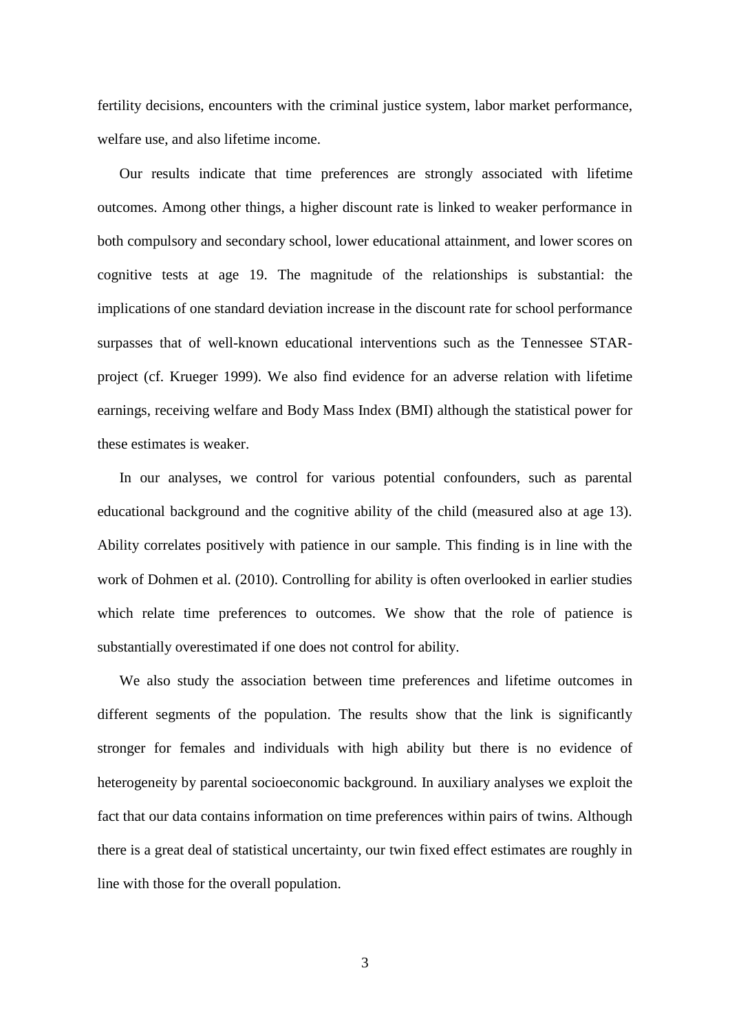fertility decisions, encounters with the criminal justice system, labor market performance, welfare use, and also lifetime income.

Our results indicate that time preferences are strongly associated with lifetime outcomes. Among other things, a higher discount rate is linked to weaker performance in both compulsory and secondary school, lower educational attainment, and lower scores on cognitive tests at age 19. The magnitude of the relationships is substantial: the implications of one standard deviation increase in the discount rate for school performance surpasses that of well-known educational interventions such as the Tennessee STAR-project (cf. Krueger 1999). We also find evidence for an adverse relation with lifetime earnings, receiving welfare and Body Mass Index (BMI) although the statistical power for these estimates is weaker.

In our analyses, we control for various potential confounders, such as parental educational background and the cognitive ability of the child (measured also at age 13). Ability correlates positively with patience in our sample. This finding is in line with the work of Dohmen et al. (2010). Controlling for ability is often overlooked in earlier studies which relate time preferences to outcomes. We show that the role of patience is substantially overestimated if one does not control for ability.

We also study the association between time preferences and lifetime outcomes in different segments of the population. The results show that the link is significantly stronger for females and individuals with high ability but there is no evidence of heterogeneity by parental socioeconomic background. In auxiliary analyses we exploit the fact that our data contains information on time preferences within pairs of twins. Although there is a great deal of statistical uncertainty, our twin fixed effect estimates are roughly in line with those for the overall population.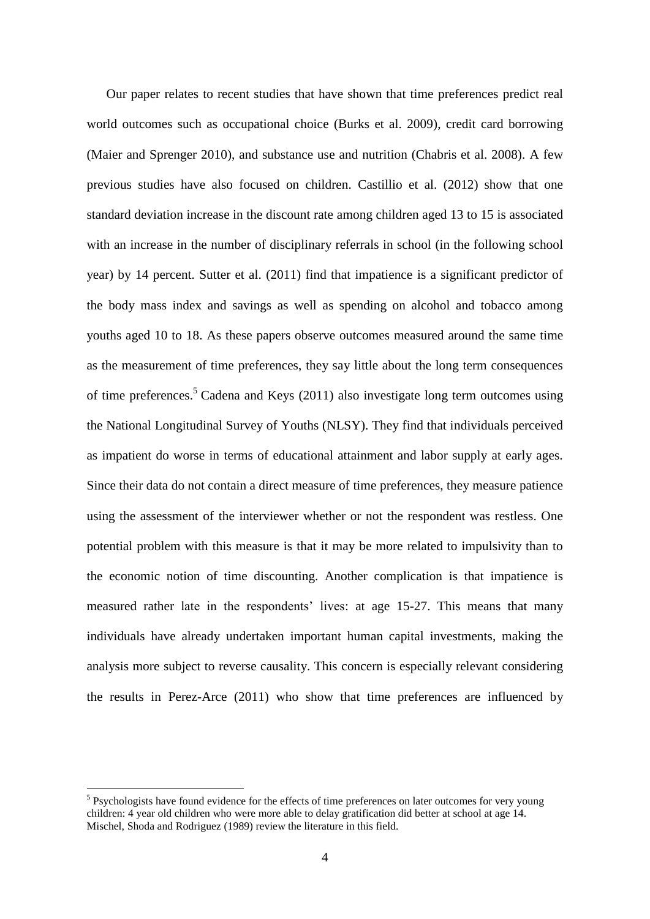Our paper relates to recent studies that have shown that time preferences predict real world outcomes such as occupational choice (Burks et al. 2009), credit card borrowing (Maier and Sprenger 2010), and substance use and nutrition (Chabris et al. 2008). A few previous studies have also focused on children. Castillio et al. (2012) show that one standard deviation increase in the discount rate among children aged 13 to 15 is associated with an increase in the number of disciplinary referrals in school (in the following school year) by 14 percent. Sutter et al. (2011) find that impatience is a significant predictor of the body mass index and savings as well as spending on alcohol and tobacco among youths aged 10 to 18. As these papers observe outcomes measured around the same time as the measurement of time preferences, they say little about the long term consequences of time preferences.[5] Cadena and Keys (2011) also investigate long term outcomes using the National Longitudinal Survey of Youths (NLSY). They find that individuals perceived as impatient do worse in terms of educational attainment and labor supply at early ages. Since their data do not contain a direct measure of time preferences, they measure patience using the assessment of the interviewer whether or not the respondent was restless. One potential problem with this measure is that it may be more related to impulsivity than to the economic notion of time discounting. Another complication is that impatience is measured rather late in the respondents' lives: at age 15-27. This means that many individuals have already undertaken important human capital investments, making the analysis more subject to reverse causality. This concern is especially relevant considering the results in Perez-Arce (2011) who show that time preferences are influenced by

[5] Psychologists have found evidence for the effects of time preferences on later outcomes for very young children: 4 year old children who were more able to delay gratification did better at school at age 14. Mischel, Shoda and Rodriguez (1989) review the literature in this field.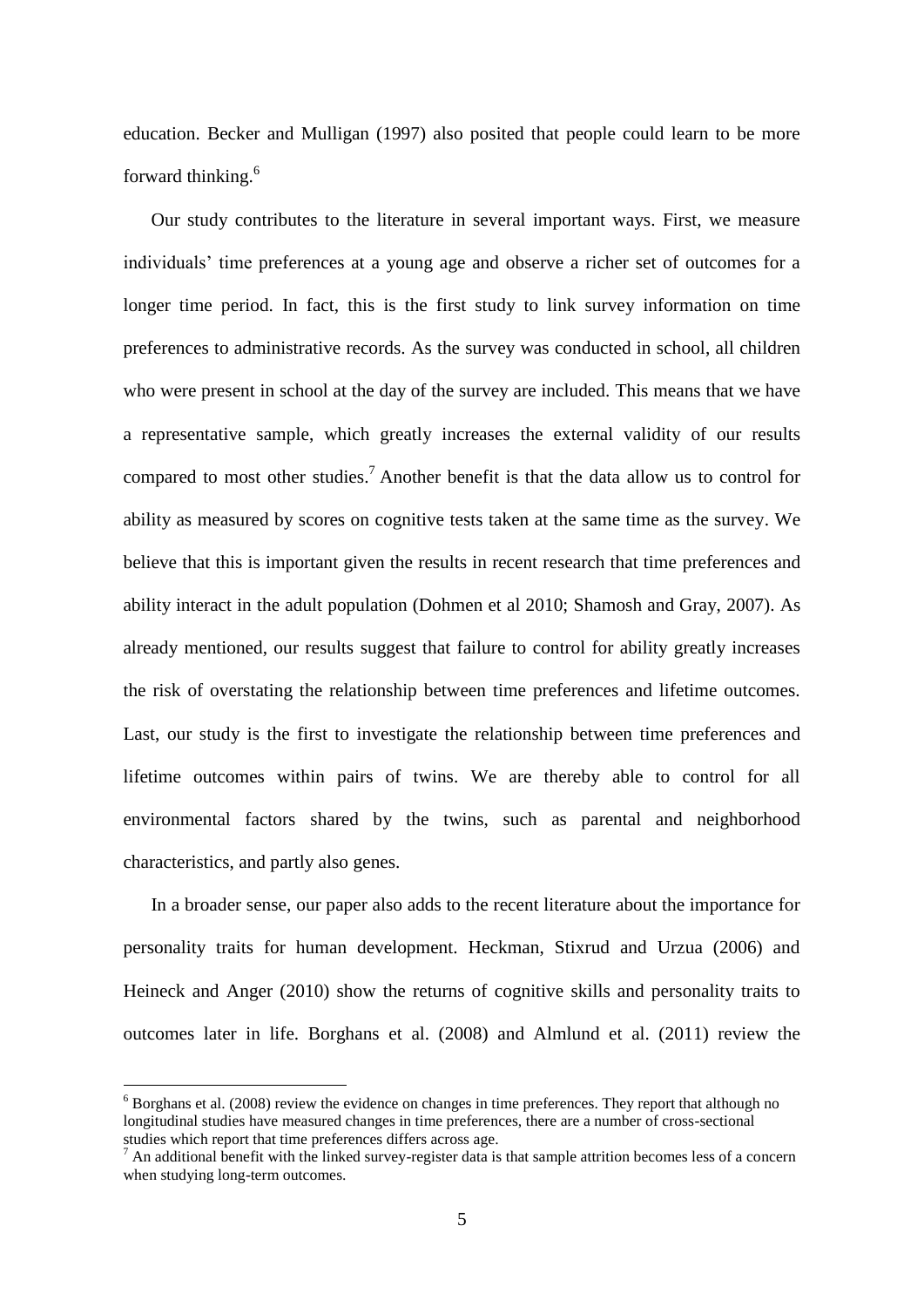education. Becker and Mulligan (1997) also posited that people could learn to be more forward thinking.[6]

Our study contributes to the literature in several important ways. First, we measure individuals' time preferences at a young age and observe a richer set of outcomes for a longer time period. In fact, this is the first study to link survey information on time preferences to administrative records. As the survey was conducted in school, all children who were present in school at the day of the survey are included. This means that we have a representative sample, which greatly increases the external validity of our results compared to most other studies.[7] Another benefit is that the data allow us to control for ability as measured by scores on cognitive tests taken at the same time as the survey. We believe that this is important given the results in recent research that time preferences and ability interact in the adult population (Dohmen et al 2010; Shamosh and Gray, 2007). As already mentioned, our results suggest that failure to control for ability greatly increases the risk of overstating the relationship between time preferences and lifetime outcomes. Last, our study is the first to investigate the relationship between time preferences and lifetime outcomes within pairs of twins. We are thereby able to control for all environmental factors shared by the twins, such as parental and neighborhood characteristics, and partly also genes.

In a broader sense, our paper also adds to the recent literature about the importance for personality traits for human development. Heckman, Stixrud and Urzua (2006) and Heineck and Anger (2010) show the returns of cognitive skills and personality traits to outcomes later in life. Borghans et al. (2008) and Almlund et al. (2011) review the

[6] Borghans et al. (2008) review the evidence on changes in time preferences. They report that although no longitudinal studies have measured changes in time preferences, there are a number of cross-sectional studies which report that time preferences differs across age.

[7] An additional benefit with the linked survey-register data is that sample attrition becomes less of a concern when studying long-term outcomes.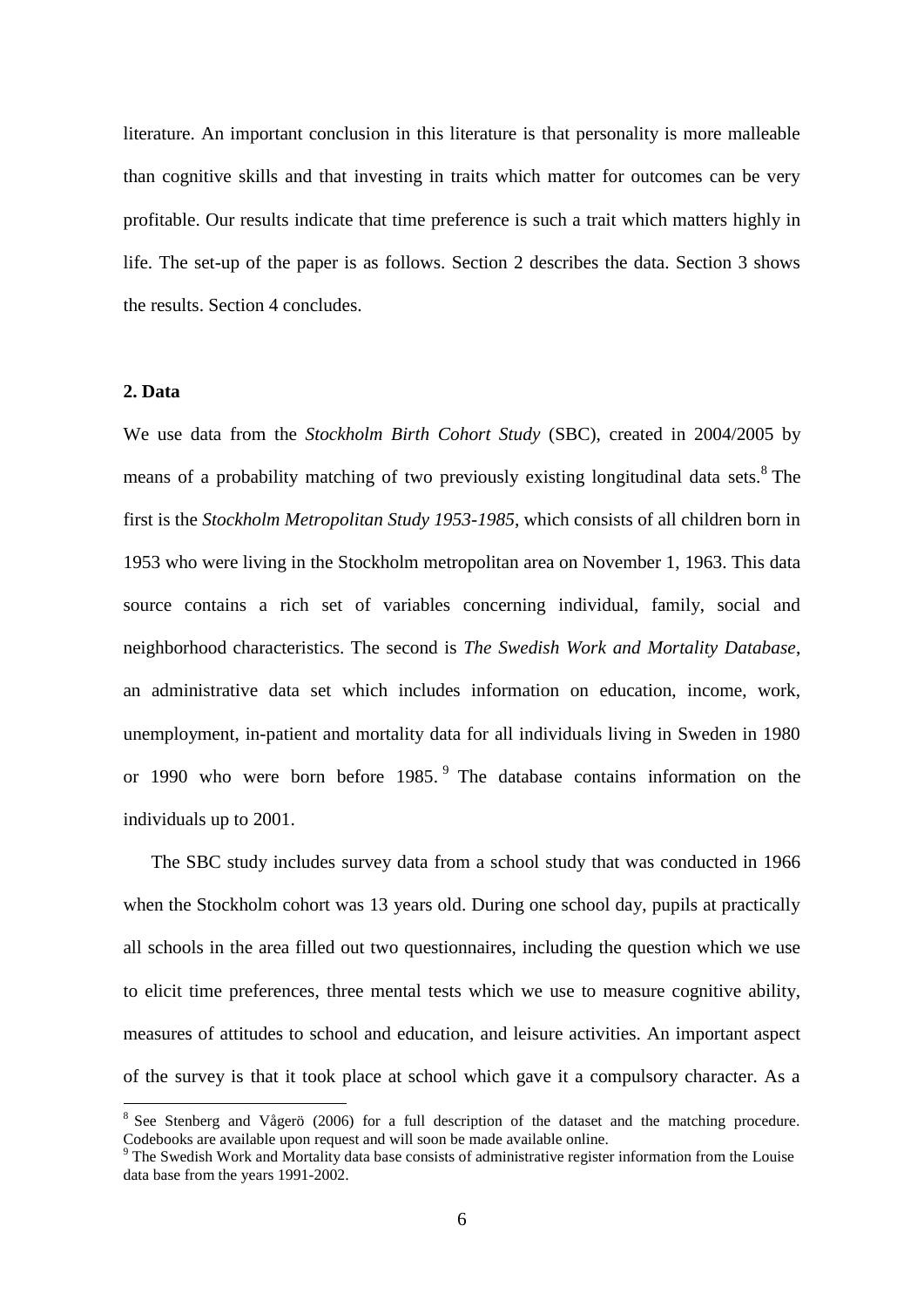literature. An important conclusion in this literature is that personality is more malleable than cognitive skills and that investing in traits which matter for outcomes can be very profitable. Our results indicate that time preference is such a trait which matters highly in life. The set-up of the paper is as follows. Section 2 describes the data. Section 3 shows the results. Section 4 concludes.

## 2. Data

We use data from the *Stockholm Birth Cohort Study* (SBC), created in 2004/2005 by means of a probability matching of two previously existing longitudinal data sets.[8] The first is the *Stockholm Metropolitan Study 1953-1985*, which consists of all children born in 1953 who were living in the Stockholm metropolitan area on November 1, 1963. This data source contains a rich set of variables concerning individual, family, social and neighborhood characteristics. The second is *The Swedish Work and Mortality Database*, an administrative data set which includes information on education, income, work, unemployment, in-patient and mortality data for all individuals living in Sweden in 1980 or 1990 who were born before 1985.[9] The database contains information on the individuals up to 2001.

The SBC study includes survey data from a school study that was conducted in 1966 when the Stockholm cohort was 13 years old. During one school day, pupils at practically all schools in the area filled out two questionnaires, including the question which we use to elicit time preferences, three mental tests which we use to measure cognitive ability, measures of attitudes to school and education, and leisure activities. An important aspect of the survey is that it took place at school which gave it a compulsory character. As a

[8] See Stenberg and Vågerö (2006) for a full description of the dataset and the matching procedure. Codebooks are available upon request and will soon be made available online.

[9] The Swedish Work and Mortality data base consists of administrative register information from the Louise data base from the years 1991-2002.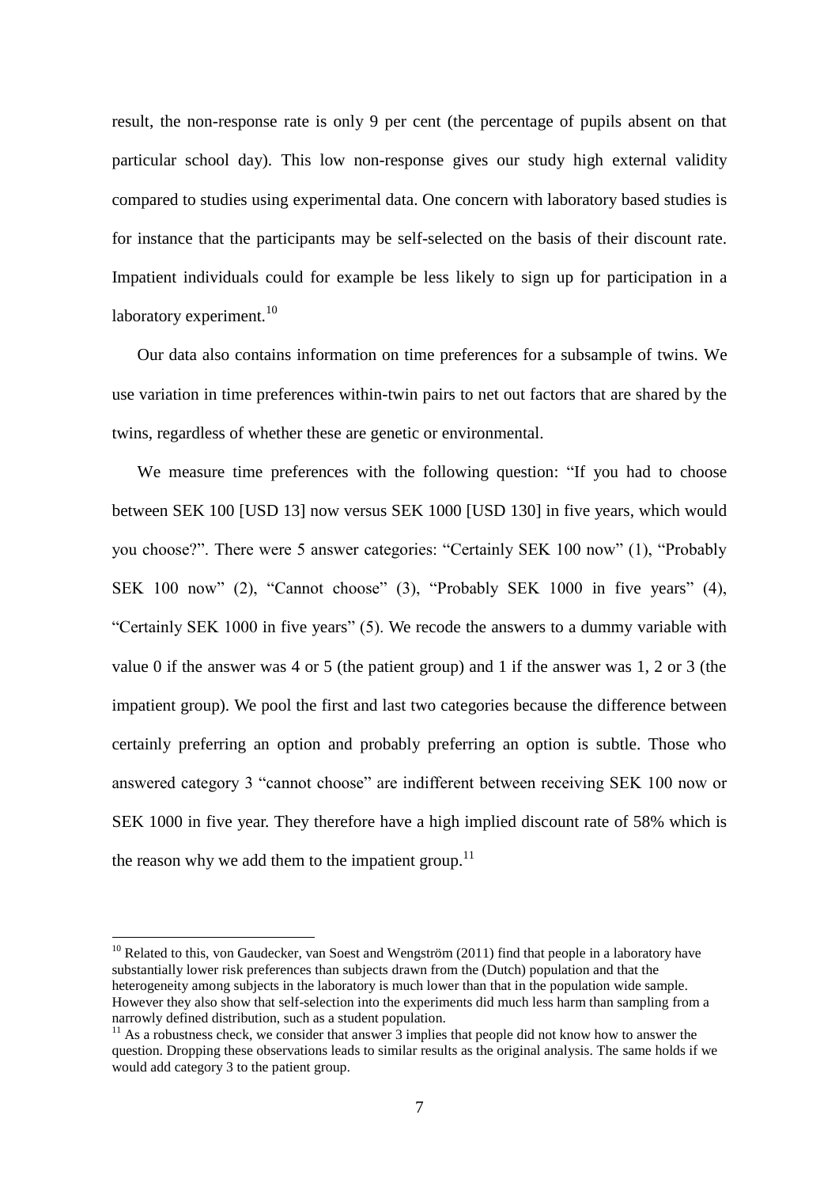result, the non-response rate is only 9 per cent (the percentage of pupils absent on that particular school day). This low non-response gives our study high external validity compared to studies using experimental data. One concern with laboratory based studies is for instance that the participants may be self-selected on the basis of their discount rate. Impatient individuals could for example be less likely to sign up for participation in a laboratory experiment.[10]

Our data also contains information on time preferences for a subsample of twins. We use variation in time preferences within-twin pairs to net out factors that are shared by the twins, regardless of whether these are genetic or environmental.

We measure time preferences with the following question: "If you had to choose between SEK 100 [USD 13] now versus SEK 1000 [USD 130] in five years, which would you choose?". There were 5 answer categories: "Certainly SEK 100 now" (1), "Probably SEK 100 now" (2), "Cannot choose" (3), "Probably SEK 1000 in five years" (4), "Certainly SEK 1000 in five years" (5). We recode the answers to a dummy variable with value 0 if the answer was 4 or 5 (the patient group) and 1 if the answer was 1, 2 or 3 (the impatient group). We pool the first and last two categories because the difference between certainly preferring an option and probably preferring an option is subtle. Those who answered category 3 "cannot choose" are indifferent between receiving SEK 100 now or SEK 1000 in five year. They therefore have a high implied discount rate of 58% which is the reason why we add them to the impatient group.[11]

---

[10] Related to this, von Gaudecker, van Soest and Wengström (2011) find that people in a laboratory have substantially lower risk preferences than subjects drawn from the (Dutch) population and that the heterogeneity among subjects in the laboratory is much lower than that in the population wide sample. However they also show that self-selection into the experiments did much less harm than sampling from a narrowly defined distribution, such as a student population.

[11] As a robustness check, we consider that answer 3 implies that people did not know how to answer the question. Dropping these observations leads to similar results as the original analysis. The same holds if we would add category 3 to the patient group.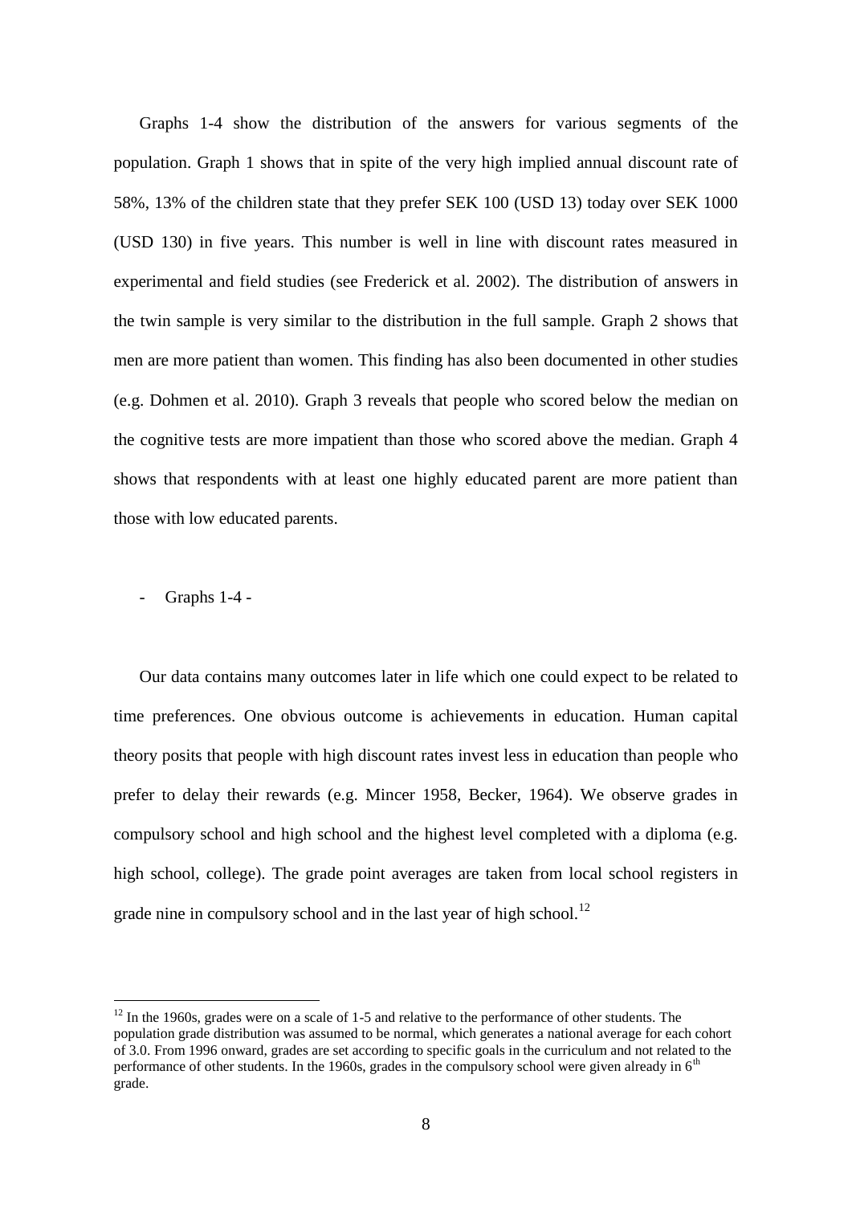Graphs 1-4 show the distribution of the answers for various segments of the population. Graph 1 shows that in spite of the very high implied annual discount rate of 58%, 13% of the children state that they prefer SEK 100 (USD 13) today over SEK 1000 (USD 130) in five years. This number is well in line with discount rates measured in experimental and field studies (see Frederick et al. 2002). The distribution of answers in the twin sample is very similar to the distribution in the full sample. Graph 2 shows that men are more patient than women. This finding has also been documented in other studies (e.g. Dohmen et al. 2010). Graph 3 reveals that people who scored below the median on the cognitive tests are more impatient than those who scored above the median. Graph 4 shows that respondents with at least one highly educated parent are more patient than those with low educated parents.

- Graphs 1-4 -

Our data contains many outcomes later in life which one could expect to be related to time preferences. One obvious outcome is achievements in education. Human capital theory posits that people with high discount rates invest less in education than people who prefer to delay their rewards (e.g. Mincer 1958, Becker, 1964). We observe grades in compulsory school and high school and the highest level completed with a diploma (e.g. high school, college). The grade point averages are taken from local school registers in grade nine in compulsory school and in the last year of high school.[12]

---

[12] In the 1960s, grades were on a scale of 1-5 and relative to the performance of other students. The population grade distribution was assumed to be normal, which generates a national average for each cohort of 3.0. From 1996 onward, grades are set according to specific goals in the curriculum and not related to the performance of other students. In the 1960s, grades in the compulsory school were given already in 6th grade.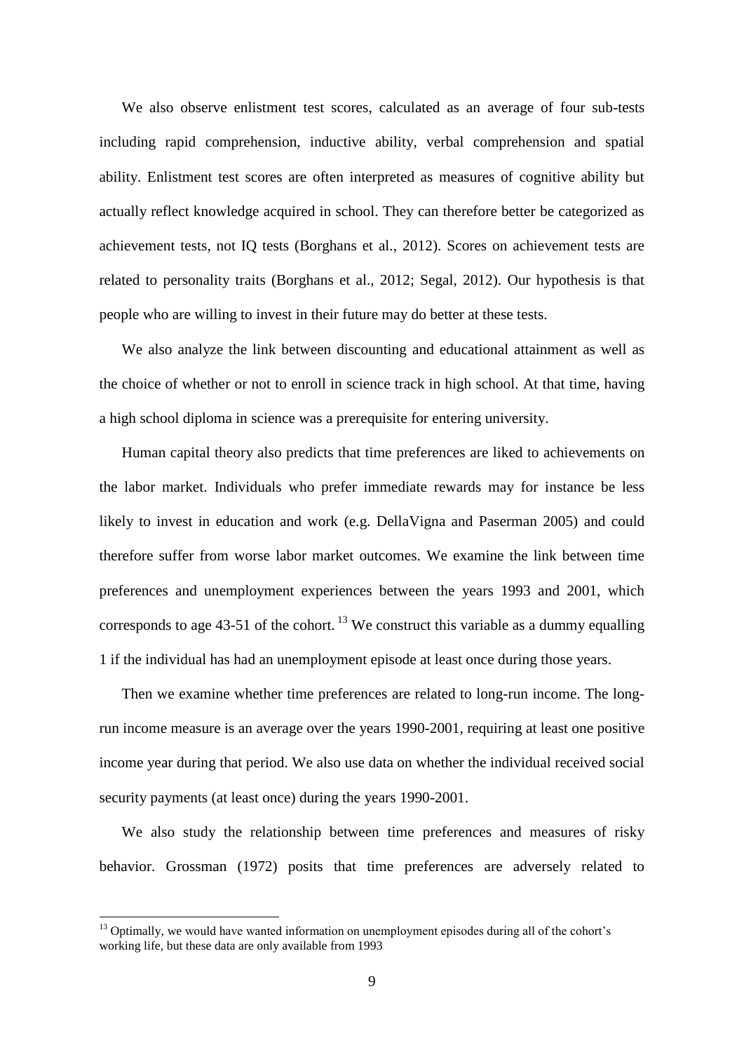We also observe enlistment test scores, calculated as an average of four sub-tests including rapid comprehension, inductive ability, verbal comprehension and spatial ability. Enlistment test scores are often interpreted as measures of cognitive ability but actually reflect knowledge acquired in school. They can therefore better be categorized as achievement tests, not IQ tests (Borghans et al., 2012). Scores on achievement tests are related to personality traits (Borghans et al., 2012; Segal, 2012). Our hypothesis is that people who are willing to invest in their future may do better at these tests.

We also analyze the link between discounting and educational attainment as well as the choice of whether or not to enroll in science track in high school. At that time, having a high school diploma in science was a prerequisite for entering university.

Human capital theory also predicts that time preferences are liked to achievements on the labor market. Individuals who prefer immediate rewards may for instance be less likely to invest in education and work (e.g. DellaVigna and Paserman 2005) and could therefore suffer from worse labor market outcomes. We examine the link between time preferences and unemployment experiences between the years 1993 and 2001, which corresponds to age 43-51 of the cohort. [13] We construct this variable as a dummy equalling 1 if the individual has had an unemployment episode at least once during those years.

Then we examine whether time preferences are related to long-run income. The long-run income measure is an average over the years 1990-2001, requiring at least one positive income year during that period. We also use data on whether the individual received social security payments (at least once) during the years 1990-2001.

We also study the relationship between time preferences and measures of risky behavior. Grossman (1972) posits that time preferences are adversely related to

[13] Optimally, we would have wanted information on unemployment episodes during all of the cohort's working life, but these data are only available from 1993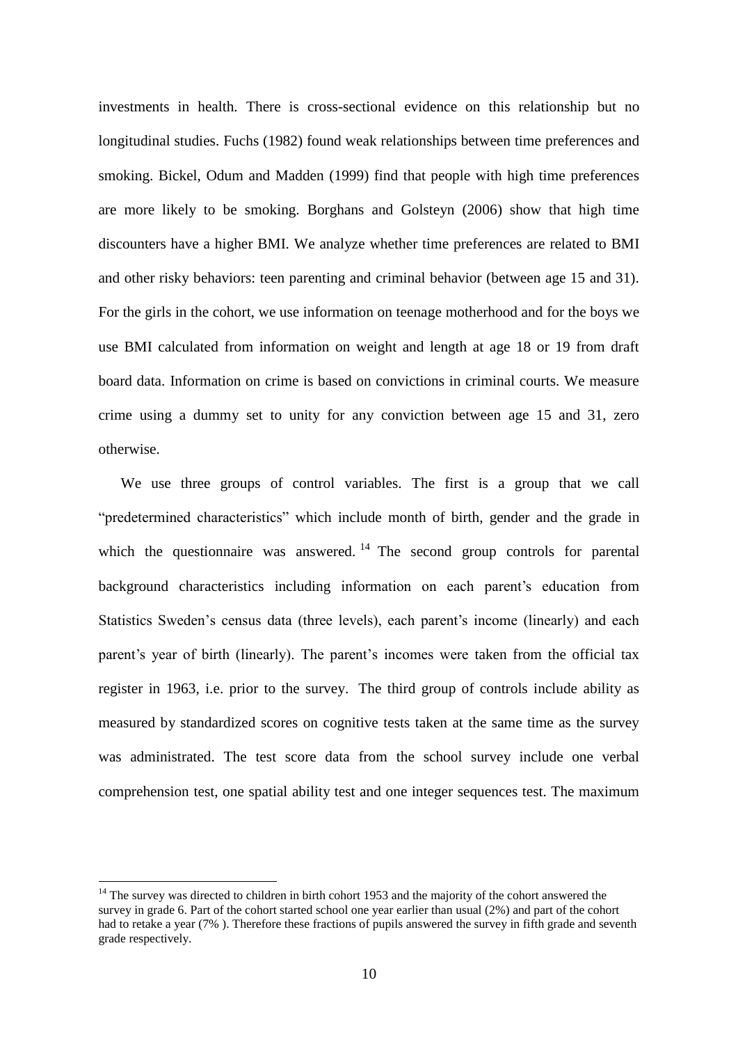investments in health. There is cross-sectional evidence on this relationship but no longitudinal studies. Fuchs (1982) found weak relationships between time preferences and smoking. Bickel, Odum and Madden (1999) find that people with high time preferences are more likely to be smoking. Borghans and Golsteyn (2006) show that high time discounters have a higher BMI. We analyze whether time preferences are related to BMI and other risky behaviors: teen parenting and criminal behavior (between age 15 and 31). For the girls in the cohort, we use information on teenage motherhood and for the boys we use BMI calculated from information on weight and length at age 18 or 19 from draft board data. Information on crime is based on convictions in criminal courts. We measure crime using a dummy set to unity for any conviction between age 15 and 31, zero otherwise.

We use three groups of control variables. The first is a group that we call "predetermined characteristics" which include month of birth, gender and the grade in which the questionnaire was answered.[14] The second group controls for parental background characteristics including information on each parent's education from Statistics Sweden's census data (three levels), each parent's income (linearly) and each parent's year of birth (linearly). The parent's incomes were taken from the official tax register in 1963, i.e. prior to the survey. The third group of controls include ability as measured by standardized scores on cognitive tests taken at the same time as the survey was administrated. The test score data from the school survey include one verbal comprehension test, one spatial ability test and one integer sequences test. The maximum

[14] The survey was directed to children in birth cohort 1953 and the majority of the cohort answered the survey in grade 6. Part of the cohort started school one year earlier than usual (2%) and part of the cohort had to retake a year (7% ). Therefore these fractions of pupils answered the survey in fifth grade and seventh grade respectively.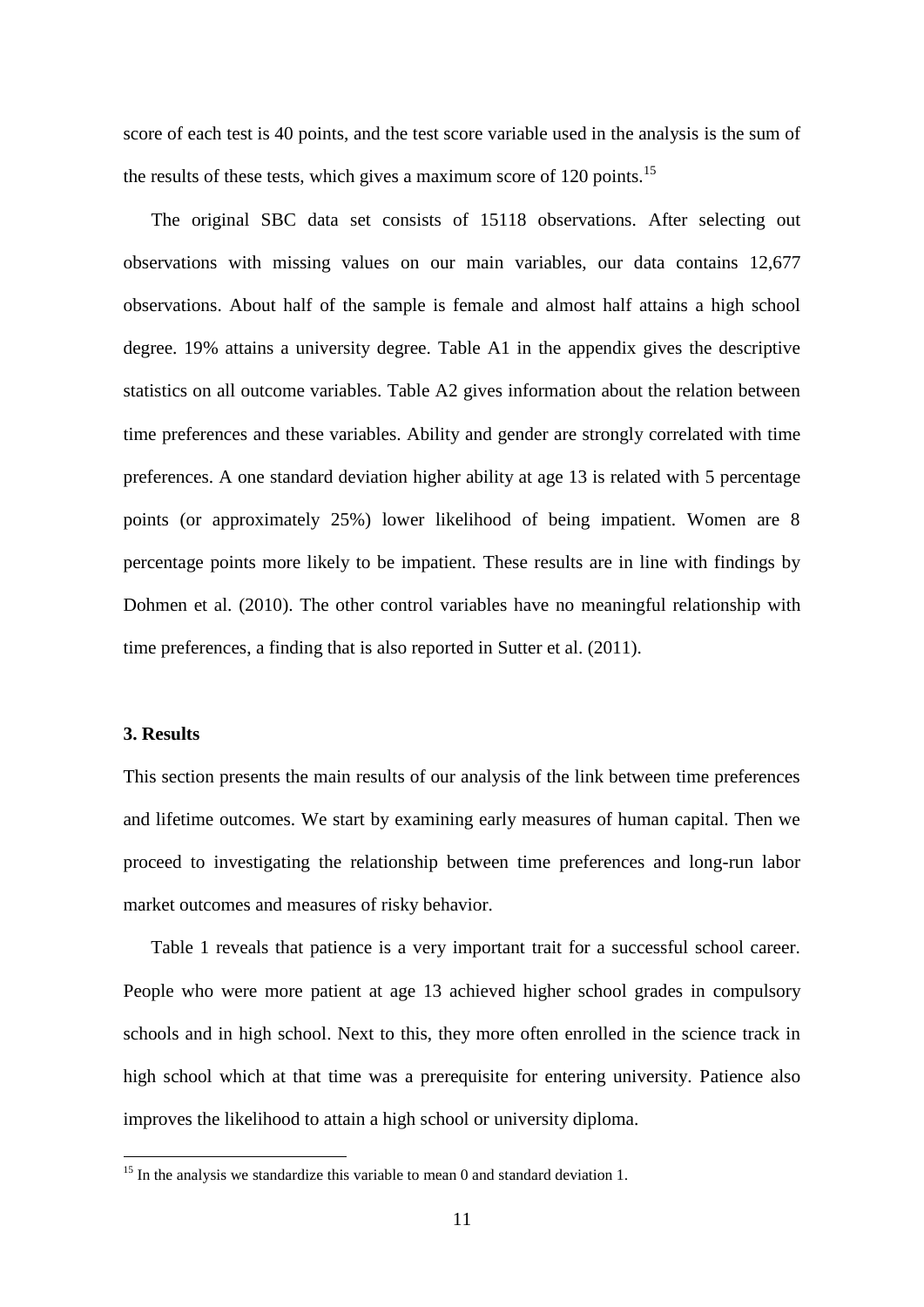score of each test is 40 points, and the test score variable used in the analysis is the sum of the results of these tests, which gives a maximum score of 120 points.[15]

The original SBC data set consists of 15118 observations. After selecting out observations with missing values on our main variables, our data contains 12,677 observations. About half of the sample is female and almost half attains a high school degree. 19% attains a university degree. Table A1 in the appendix gives the descriptive statistics on all outcome variables. Table A2 gives information about the relation between time preferences and these variables. Ability and gender are strongly correlated with time preferences. A one standard deviation higher ability at age 13 is related with 5 percentage points (or approximately 25%) lower likelihood of being impatient. Women are 8 percentage points more likely to be impatient. These results are in line with findings by Dohmen et al. (2010). The other control variables have no meaningful relationship with time preferences, a finding that is also reported in Sutter et al. (2011).

## 3. Results

This section presents the main results of our analysis of the link between time preferences and lifetime outcomes. We start by examining early measures of human capital. Then we proceed to investigating the relationship between time preferences and long-run labor market outcomes and measures of risky behavior.

Table 1 reveals that patience is a very important trait for a successful school career. People who were more patient at age 13 achieved higher school grades in compulsory schools and in high school. Next to this, they more often enrolled in the science track in high school which at that time was a prerequisite for entering university. Patience also improves the likelihood to attain a high school or university diploma.

[15] In the analysis we standardize this variable to mean 0 and standard deviation 1.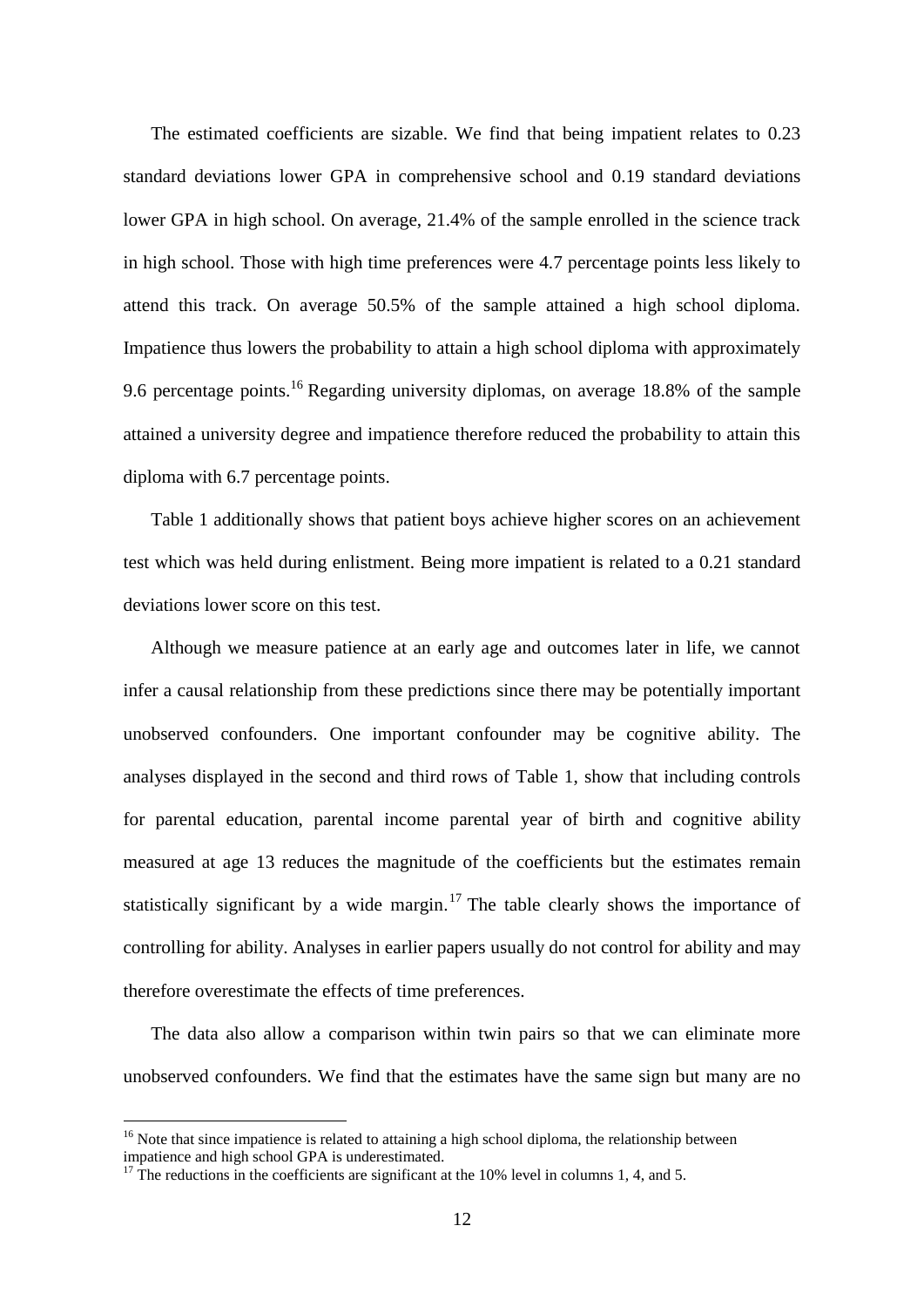The estimated coefficients are sizable. We find that being impatient relates to 0.23 standard deviations lower GPA in comprehensive school and 0.19 standard deviations lower GPA in high school. On average, 21.4% of the sample enrolled in the science track in high school. Those with high time preferences were 4.7 percentage points less likely to attend this track. On average 50.5% of the sample attained a high school diploma. Impatience thus lowers the probability to attain a high school diploma with approximately 9.6 percentage points.[16] Regarding university diplomas, on average 18.8% of the sample attained a university degree and impatience therefore reduced the probability to attain this diploma with 6.7 percentage points.

Table 1 additionally shows that patient boys achieve higher scores on an achievement test which was held during enlistment. Being more impatient is related to a 0.21 standard deviations lower score on this test.

Although we measure patience at an early age and outcomes later in life, we cannot infer a causal relationship from these predictions since there may be potentially important unobserved confounders. One important confounder may be cognitive ability. The analyses displayed in the second and third rows of Table 1, show that including controls for parental education, parental income parental year of birth and cognitive ability measured at age 13 reduces the magnitude of the coefficients but the estimates remain statistically significant by a wide margin.[17] The table clearly shows the importance of controlling for ability. Analyses in earlier papers usually do not control for ability and may therefore overestimate the effects of time preferences.

The data also allow a comparison within twin pairs so that we can eliminate more unobserved confounders. We find that the estimates have the same sign but many are no

[16] Note that since impatience is related to attaining a high school diploma, the relationship between impatience and high school GPA is underestimated.

[17] The reductions in the coefficients are significant at the 10% level in columns 1, 4, and 5.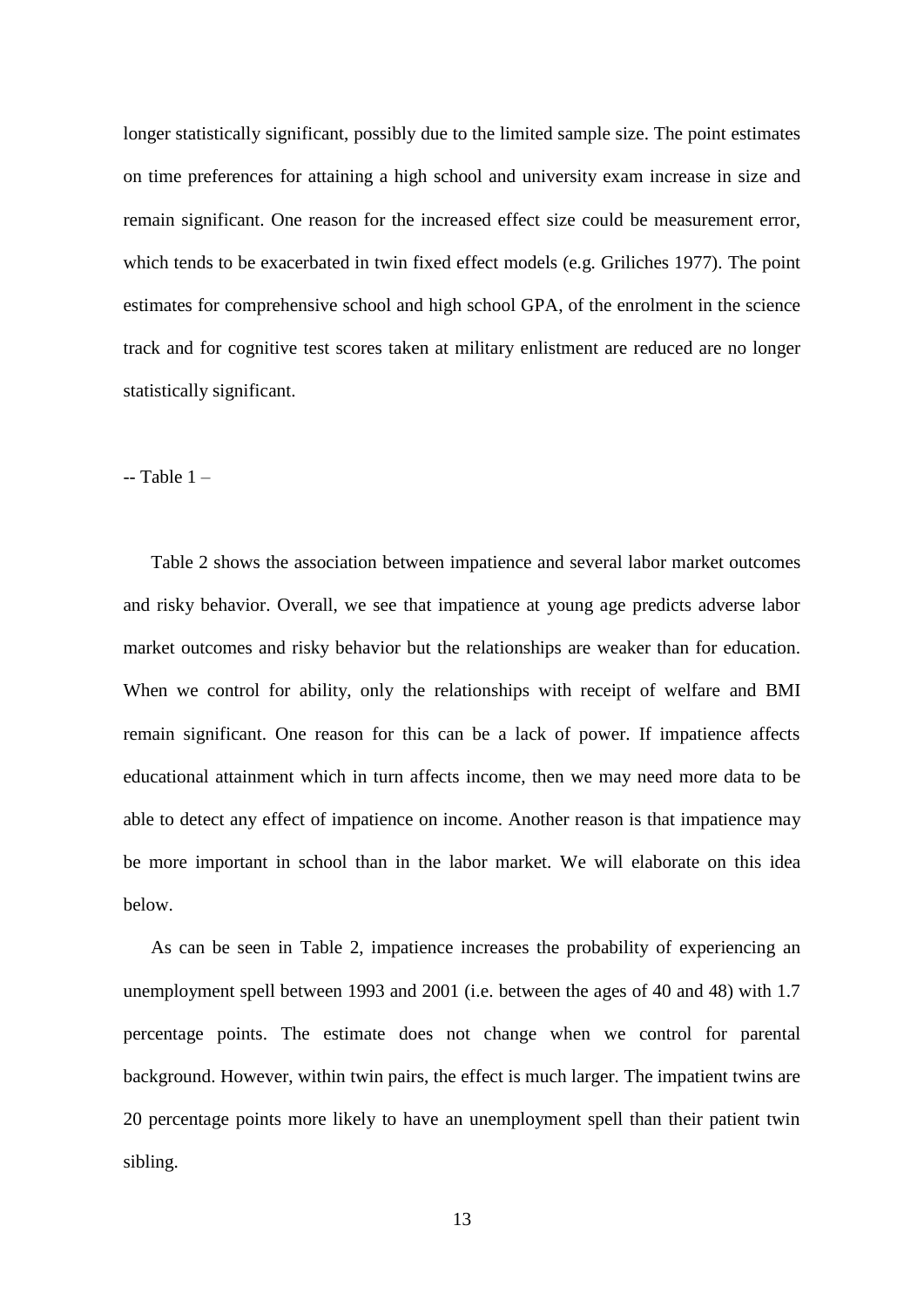longer statistically significant, possibly due to the limited sample size. The point estimates on time preferences for attaining a high school and university exam increase in size and remain significant. One reason for the increased effect size could be measurement error, which tends to be exacerbated in twin fixed effect models (e.g. Griliches 1977). The point estimates for comprehensive school and high school GPA, of the enrolment in the science track and for cognitive test scores taken at military enlistment are reduced are no longer statistically significant.

-- Table 1 –

Table 2 shows the association between impatience and several labor market outcomes and risky behavior. Overall, we see that impatience at young age predicts adverse labor market outcomes and risky behavior but the relationships are weaker than for education. When we control for ability, only the relationships with receipt of welfare and BMI remain significant. One reason for this can be a lack of power. If impatience affects educational attainment which in turn affects income, then we may need more data to be able to detect any effect of impatience on income. Another reason is that impatience may be more important in school than in the labor market. We will elaborate on this idea below.

As can be seen in Table 2, impatience increases the probability of experiencing an unemployment spell between 1993 and 2001 (i.e. between the ages of 40 and 48) with 1.7 percentage points. The estimate does not change when we control for parental background. However, within twin pairs, the effect is much larger. The impatient twins are 20 percentage points more likely to have an unemployment spell than their patient twin sibling.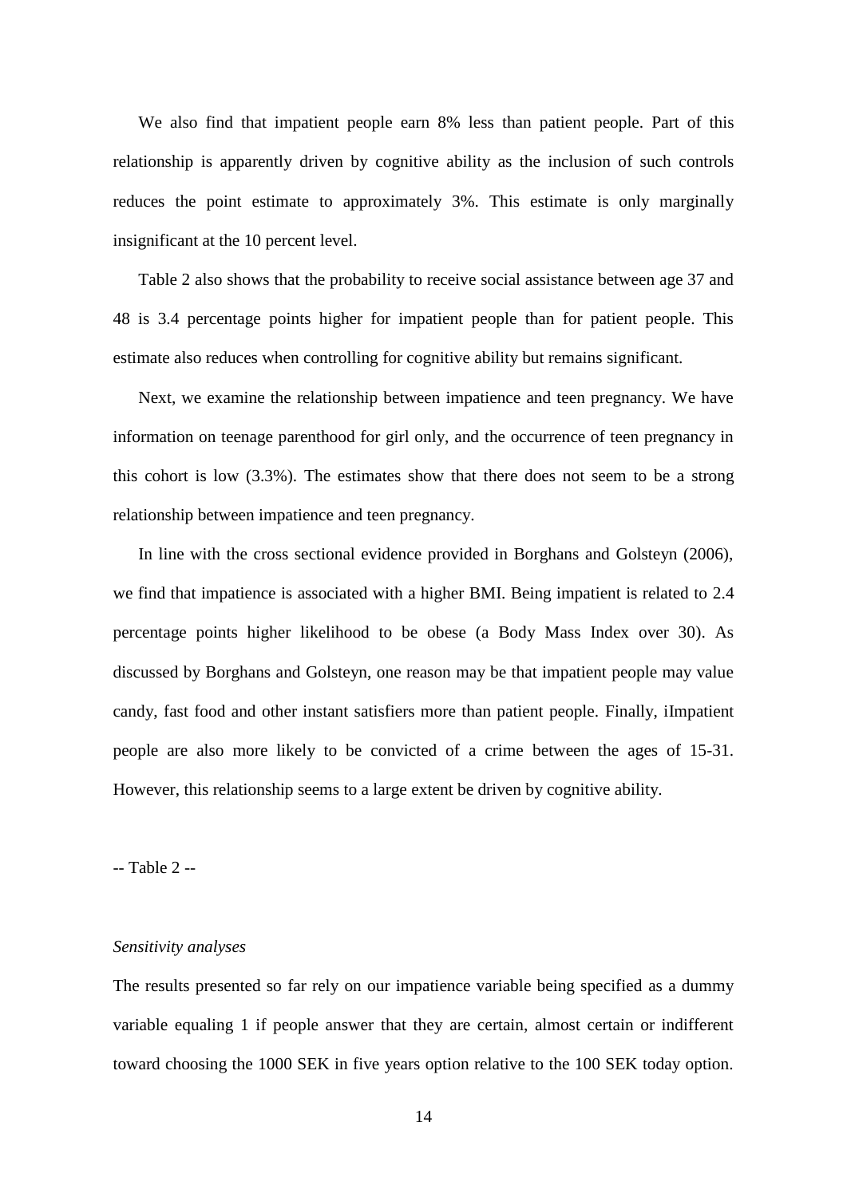We also find that impatient people earn 8% less than patient people. Part of this relationship is apparently driven by cognitive ability as the inclusion of such controls reduces the point estimate to approximately 3%. This estimate is only marginally insignificant at the 10 percent level.

Table 2 also shows that the probability to receive social assistance between age 37 and 48 is 3.4 percentage points higher for impatient people than for patient people. This estimate also reduces when controlling for cognitive ability but remains significant.

Next, we examine the relationship between impatience and teen pregnancy. We have information on teenage parenthood for girl only, and the occurrence of teen pregnancy in this cohort is low (3.3%). The estimates show that there does not seem to be a strong relationship between impatience and teen pregnancy.

In line with the cross sectional evidence provided in Borghans and Golsteyn (2006), we find that impatience is associated with a higher BMI. Being impatient is related to 2.4 percentage points higher likelihood to be obese (a Body Mass Index over 30). As discussed by Borghans and Golsteyn, one reason may be that impatient people may value candy, fast food and other instant satisfiers more than patient people. Finally, iImpatient people are also more likely to be convicted of a crime between the ages of 15-31. However, this relationship seems to a large extent be driven by cognitive ability.

-- Table 2 --

*Sensitivity analyses*

The results presented so far rely on our impatience variable being specified as a dummy variable equaling 1 if people answer that they are certain, almost certain or indifferent toward choosing the 1000 SEK in five years option relative to the 100 SEK today option.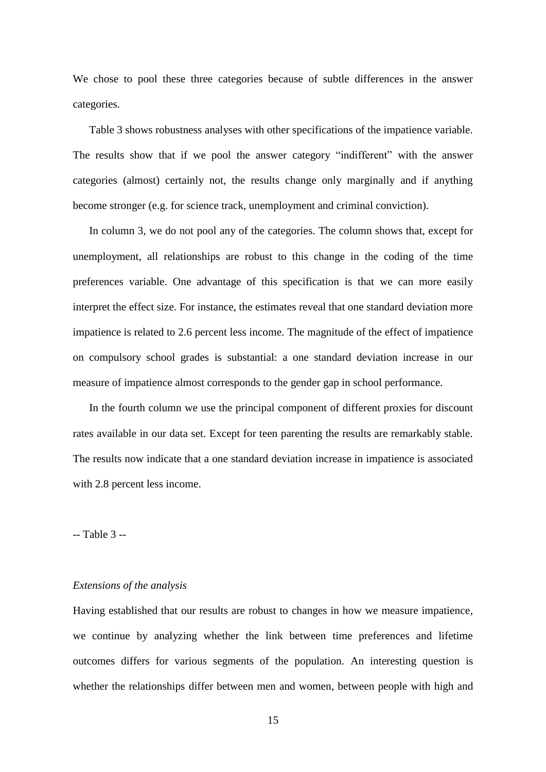We chose to pool these three categories because of subtle differences in the answer categories.

Table 3 shows robustness analyses with other specifications of the impatience variable. The results show that if we pool the answer category "indifferent" with the answer categories (almost) certainly not, the results change only marginally and if anything become stronger (e.g. for science track, unemployment and criminal conviction).

In column 3, we do not pool any of the categories. The column shows that, except for unemployment, all relationships are robust to this change in the coding of the time preferences variable. One advantage of this specification is that we can more easily interpret the effect size. For instance, the estimates reveal that one standard deviation more impatience is related to 2.6 percent less income. The magnitude of the effect of impatience on compulsory school grades is substantial: a one standard deviation increase in our measure of impatience almost corresponds to the gender gap in school performance.

In the fourth column we use the principal component of different proxies for discount rates available in our data set. Except for teen parenting the results are remarkably stable. The results now indicate that a one standard deviation increase in impatience is associated with 2.8 percent less income.

-- Table 3 --

*Extensions of the analysis*

Having established that our results are robust to changes in how we measure impatience, we continue by analyzing whether the link between time preferences and lifetime outcomes differs for various segments of the population. An interesting question is whether the relationships differ between men and women, between people with high and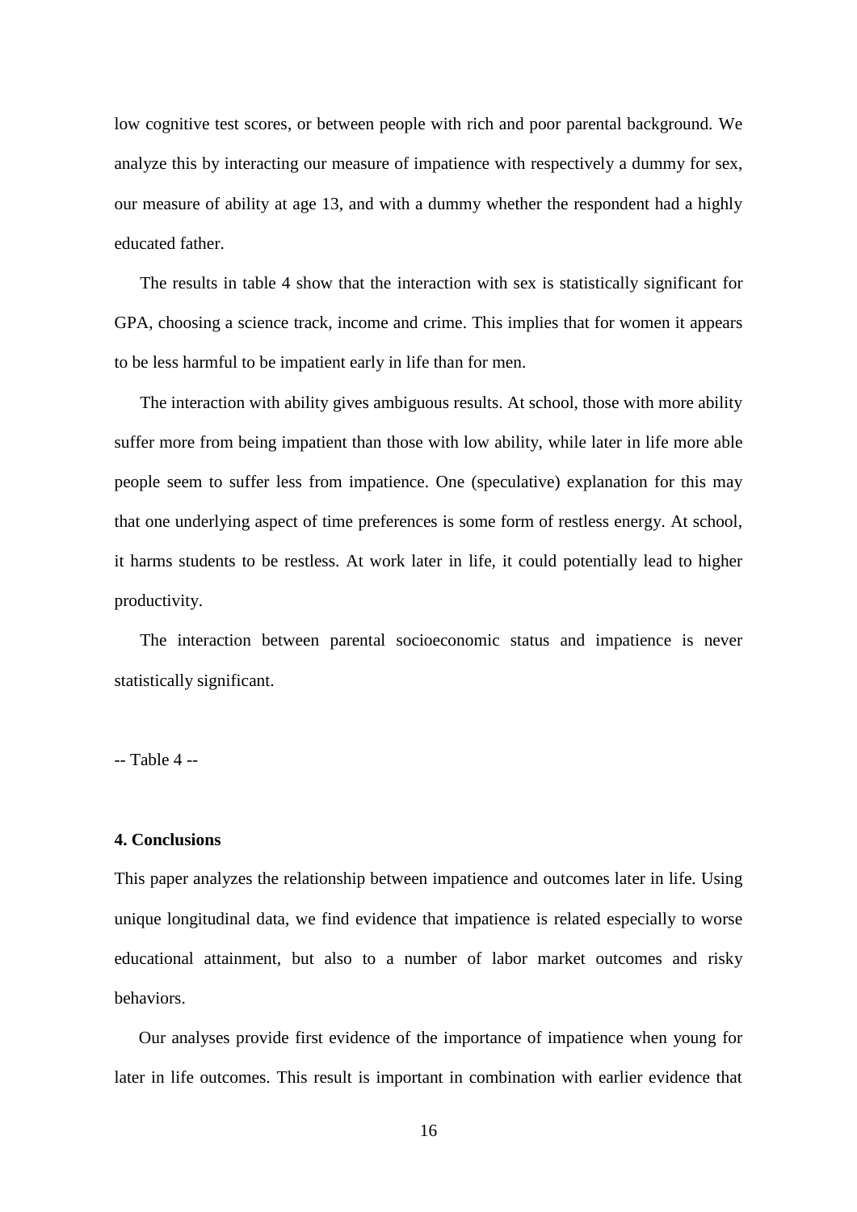low cognitive test scores, or between people with rich and poor parental background. We analyze this by interacting our measure of impatience with respectively a dummy for sex, our measure of ability at age 13, and with a dummy whether the respondent had a highly educated father.

The results in table 4 show that the interaction with sex is statistically significant for GPA, choosing a science track, income and crime. This implies that for women it appears to be less harmful to be impatient early in life than for men.

The interaction with ability gives ambiguous results. At school, those with more ability suffer more from being impatient than those with low ability, while later in life more able people seem to suffer less from impatience. One (speculative) explanation for this may that one underlying aspect of time preferences is some form of restless energy. At school, it harms students to be restless. At work later in life, it could potentially lead to higher productivity.

The interaction between parental socioeconomic status and impatience is never statistically significant.

-- Table 4 --

**4. Conclusions**

This paper analyzes the relationship between impatience and outcomes later in life. Using unique longitudinal data, we find evidence that impatience is related especially to worse educational attainment, but also to a number of labor market outcomes and risky behaviors.

Our analyses provide first evidence of the importance of impatience when young for later in life outcomes. This result is important in combination with earlier evidence that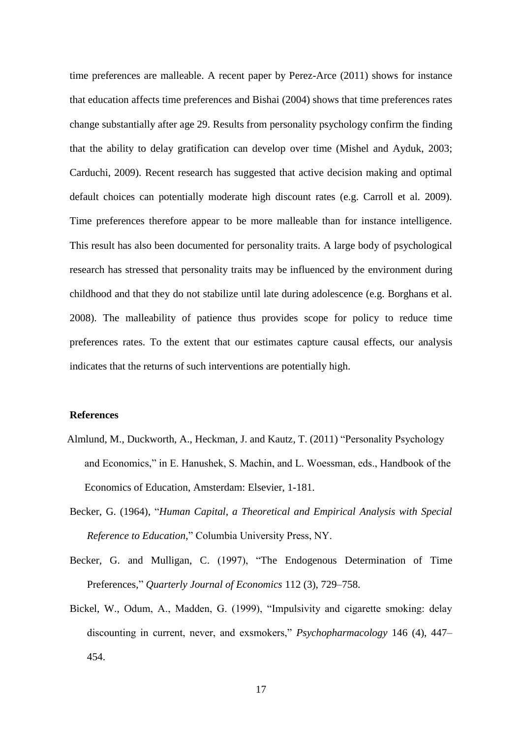time preferences are malleable. A recent paper by Perez-Arce (2011) shows for instance that education affects time preferences and Bishai (2004) shows that time preferences rates change substantially after age 29. Results from personality psychology confirm the finding that the ability to delay gratification can develop over time (Mishel and Ayduk, 2003; Carduchi, 2009). Recent research has suggested that active decision making and optimal default choices can potentially moderate high discount rates (e.g. Carroll et al. 2009). Time preferences therefore appear to be more malleable than for instance intelligence. This result has also been documented for personality traits. A large body of psychological research has stressed that personality traits may be influenced by the environment during childhood and that they do not stabilize until late during adolescence (e.g. Borghans et al. 2008). The malleability of patience thus provides scope for policy to reduce time preferences rates. To the extent that our estimates capture causal effects, our analysis indicates that the returns of such interventions are potentially high.

**References**

Almlund, M., Duckworth, A., Heckman, J. and Kautz, T. (2011) "Personality Psychology and Economics," in E. Hanushek, S. Machin, and L. Woessman, eds., Handbook of the Economics of Education, Amsterdam: Elsevier, 1-181.

Becker, G. (1964), "*Human Capital, a Theoretical and Empirical Analysis with Special Reference to Education,*" Columbia University Press, NY.

Becker, G. and Mulligan, C. (1997), "The Endogenous Determination of Time Preferences," *Quarterly Journal of Economics* 112 (3), 729–758.

Bickel, W., Odum, A., Madden, G. (1999), "Impulsivity and cigarette smoking: delay discounting in current, never, and exsmokers," *Psychopharmacology* 146 (4), 447–454.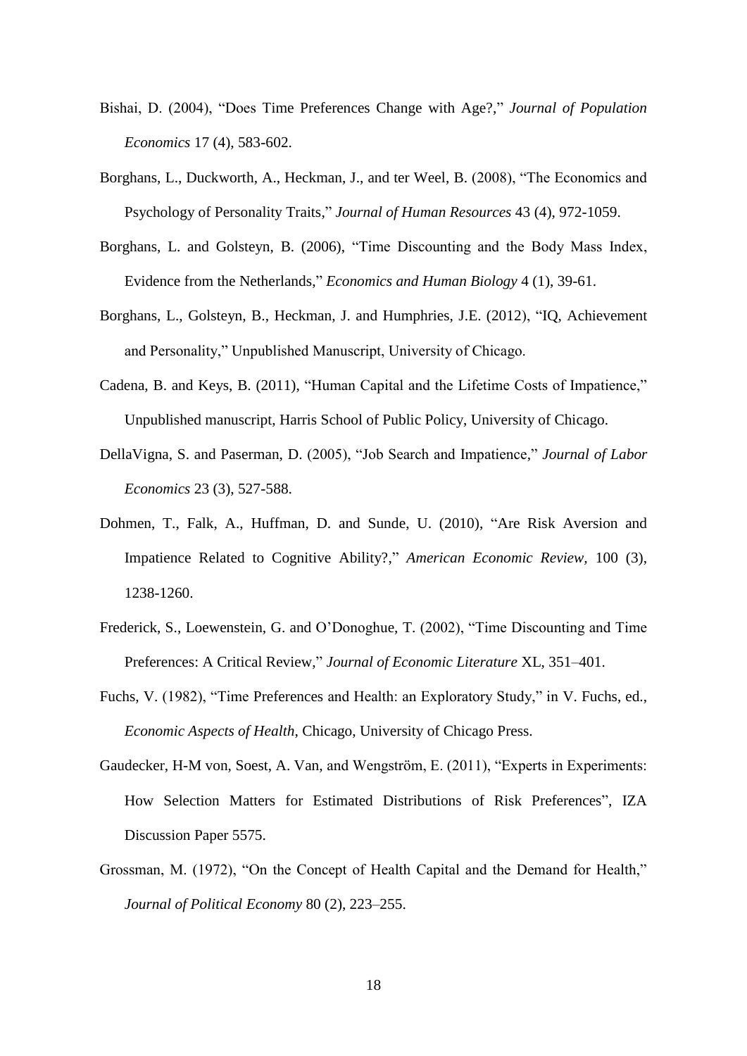Bishai, D. (2004), "Does Time Preferences Change with Age?," *Journal of Population Economics* 17 (4), 583-602.

Borghans, L., Duckworth, A., Heckman, J., and ter Weel, B. (2008), "The Economics and Psychology of Personality Traits," *Journal of Human Resources* 43 (4), 972-1059.

Borghans, L. and Golsteyn, B. (2006), "Time Discounting and the Body Mass Index, Evidence from the Netherlands," *Economics and Human Biology* 4 (1), 39-61.

Borghans, L., Golsteyn, B., Heckman, J. and Humphries, J.E. (2012), "IQ, Achievement and Personality," Unpublished Manuscript, University of Chicago.

Cadena, B. and Keys, B. (2011), "Human Capital and the Lifetime Costs of Impatience," Unpublished manuscript, Harris School of Public Policy, University of Chicago.

DellaVigna, S. and Paserman, D. (2005), "Job Search and Impatience," *Journal of Labor Economics* 23 (3), 527-588.

Dohmen, T., Falk, A., Huffman, D. and Sunde, U. (2010), "Are Risk Aversion and Impatience Related to Cognitive Ability?," *American Economic Review,* 100 (3), 1238-1260.

Frederick, S., Loewenstein, G. and O'Donoghue, T. (2002), "Time Discounting and Time Preferences: A Critical Review," *Journal of Economic Literature* XL, 351–401.

Fuchs, V. (1982), "Time Preferences and Health: an Exploratory Study," in V. Fuchs, ed., *Economic Aspects of Health*, Chicago, University of Chicago Press.

Gaudecker, H-M von, Soest, A. Van, and Wengström, E. (2011), "Experts in Experiments: How Selection Matters for Estimated Distributions of Risk Preferences", IZA Discussion Paper 5575.

Grossman, M. (1972), "On the Concept of Health Capital and the Demand for Health," *Journal of Political Economy* 80 (2), 223–255.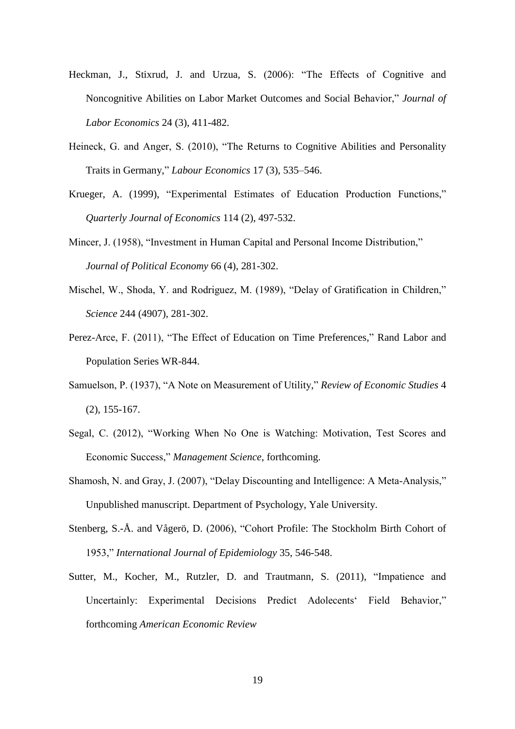Heckman, J., Stixrud, J. and Urzua, S. (2006): "The Effects of Cognitive and Noncognitive Abilities on Labor Market Outcomes and Social Behavior," *Journal of Labor Economics* 24 (3), 411-482.

Heineck, G. and Anger, S. (2010), "The Returns to Cognitive Abilities and Personality Traits in Germany," *Labour Economics* 17 (3), 535–546.

Krueger, A. (1999), "Experimental Estimates of Education Production Functions," *Quarterly Journal of Economics* 114 (2), 497-532.

Mincer, J. (1958), "Investment in Human Capital and Personal Income Distribution," *Journal of Political Economy* 66 (4), 281-302.

Mischel, W., Shoda, Y. and Rodriguez, M. (1989), "Delay of Gratification in Children," *Science* 244 (4907), 281-302.

Perez-Arce, F. (2011), "The Effect of Education on Time Preferences," Rand Labor and Population Series WR-844.

Samuelson, P. (1937), "A Note on Measurement of Utility," *Review of Economic Studies* 4 (2), 155-167.

Segal, C. (2012), "Working When No One is Watching: Motivation, Test Scores and Economic Success," *Management Science*, forthcoming.

Shamosh, N. and Gray, J. (2007), "Delay Discounting and Intelligence: A Meta-Analysis," Unpublished manuscript. Department of Psychology, Yale University.

Stenberg, S.-Å. and Vågerö, D. (2006), "Cohort Profile: The Stockholm Birth Cohort of 1953," *International Journal of Epidemiology* 35, 546-548.

Sutter, M., Kocher, M., Rutzler, D. and Trautmann, S. (2011), "Impatience and Uncertainly: Experimental Decisions Predict Adolecents' Field Behavior," forthcoming *American Economic Review*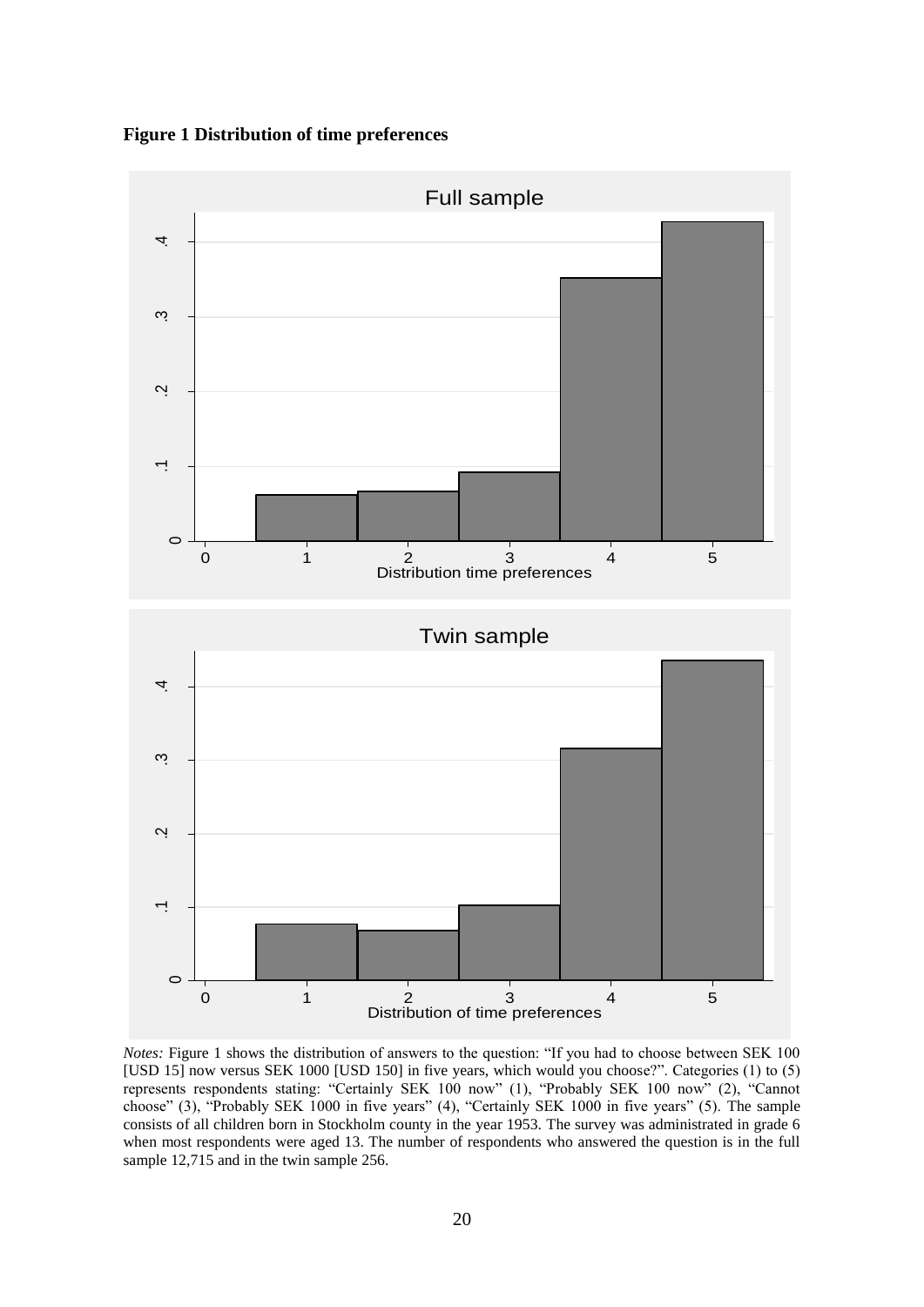**Figure 1 Distribution of time preferences**

*Notes:* Figure 1 shows the distribution of answers to the question: "If you had to choose between SEK 100 [USD 15] now versus SEK 1000 [USD 150] in five years, which would you choose?". Categories (1) to (5) represents respondents stating: "Certainly SEK 100 now" (1), "Probably SEK 100 now" (2), "Cannot choose" (3), "Probably SEK 1000 in five years" (4), "Certainly SEK 1000 in five years" (5). The sample consists of all children born in Stockholm county in the year 1953. The survey was administrated in grade 6 when most respondents were aged 13. The number of respondents who answered the question is in the full sample 12,715 and in the twin sample 256.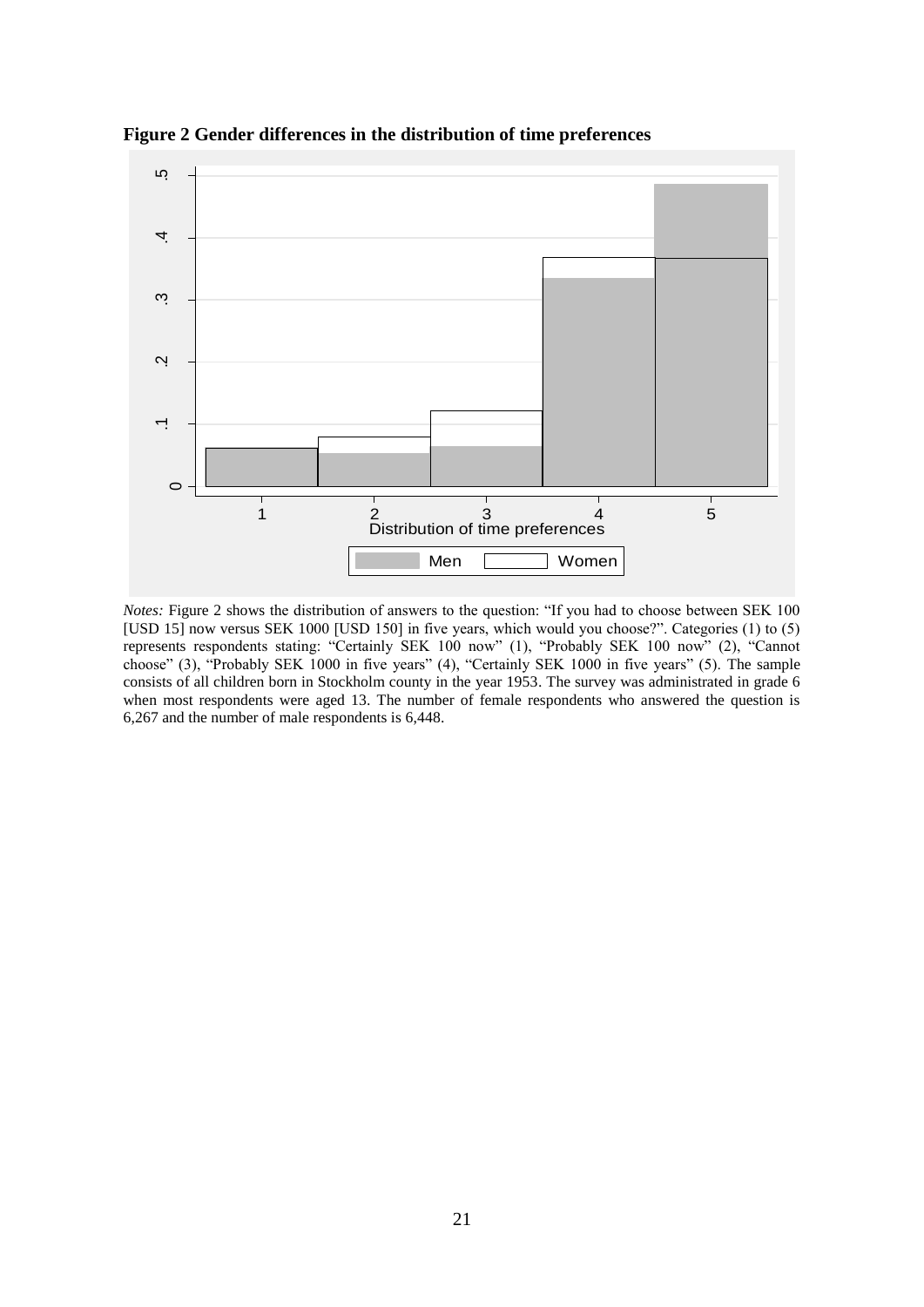**Figure 2 Gender differences in the distribution of time preferences**

*Notes:* Figure 2 shows the distribution of answers to the question: "If you had to choose between SEK 100 [USD 15] now versus SEK 1000 [USD 150] in five years, which would you choose?". Categories (1) to (5) represents respondents stating: "Certainly SEK 100 now" (1), "Probably SEK 100 now" (2), "Cannot choose" (3), "Probably SEK 1000 in five years" (4), "Certainly SEK 1000 in five years" (5). The sample consists of all children born in Stockholm county in the year 1953. The survey was administrated in grade 6 when most respondents were aged 13. The number of female respondents who answered the question is 6,267 and the number of male respondents is 6,448.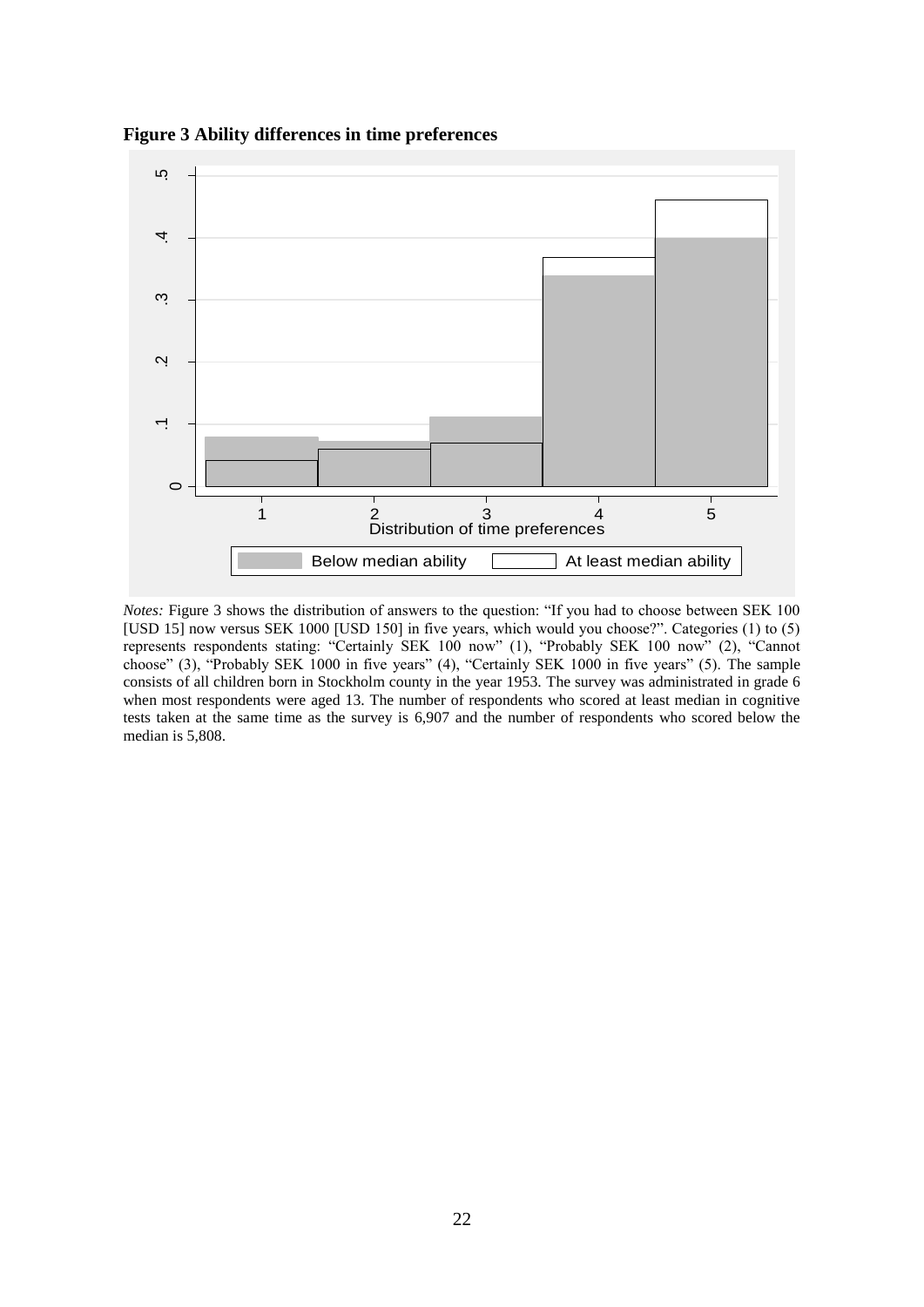**Figure 3 Ability differences in time preferences**

*Notes:* Figure 3 shows the distribution of answers to the question: "If you had to choose between SEK 100 [USD 15] now versus SEK 1000 [USD 150] in five years, which would you choose?". Categories (1) to (5) represents respondents stating: "Certainly SEK 100 now" (1), "Probably SEK 100 now" (2), "Cannot choose" (3), "Probably SEK 1000 in five years" (4), "Certainly SEK 1000 in five years" (5). The sample consists of all children born in Stockholm county in the year 1953. The survey was administrated in grade 6 when most respondents were aged 13. The number of respondents who scored at least median in cognitive tests taken at the same time as the survey is 6,907 and the number of respondents who scored below the median is 5,808.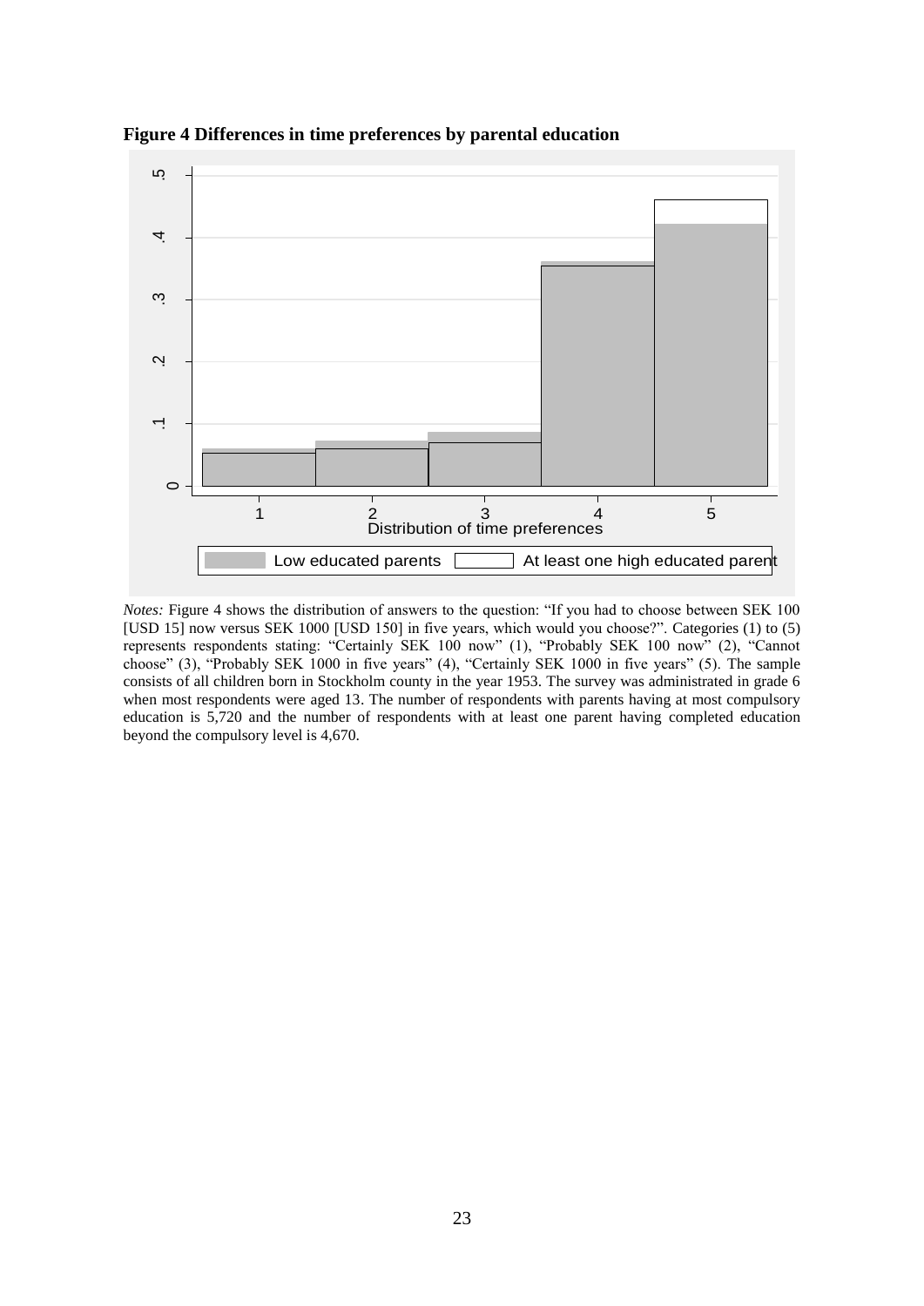**Figure 4 Differences in time preferences by parental education**

*Notes:* Figure 4 shows the distribution of answers to the question: "If you had to choose between SEK 100 [USD 15] now versus SEK 1000 [USD 150] in five years, which would you choose?". Categories (1) to (5) represents respondents stating: "Certainly SEK 100 now" (1), "Probably SEK 100 now" (2), "Cannot choose" (3), "Probably SEK 1000 in five years" (4), "Certainly SEK 1000 in five years" (5). The sample consists of all children born in Stockholm county in the year 1953. The survey was administrated in grade 6 when most respondents were aged 13. The number of respondents with parents having at most compulsory education is 5,720 and the number of respondents with at least one parent having completed education beyond the compulsory level is 4,670.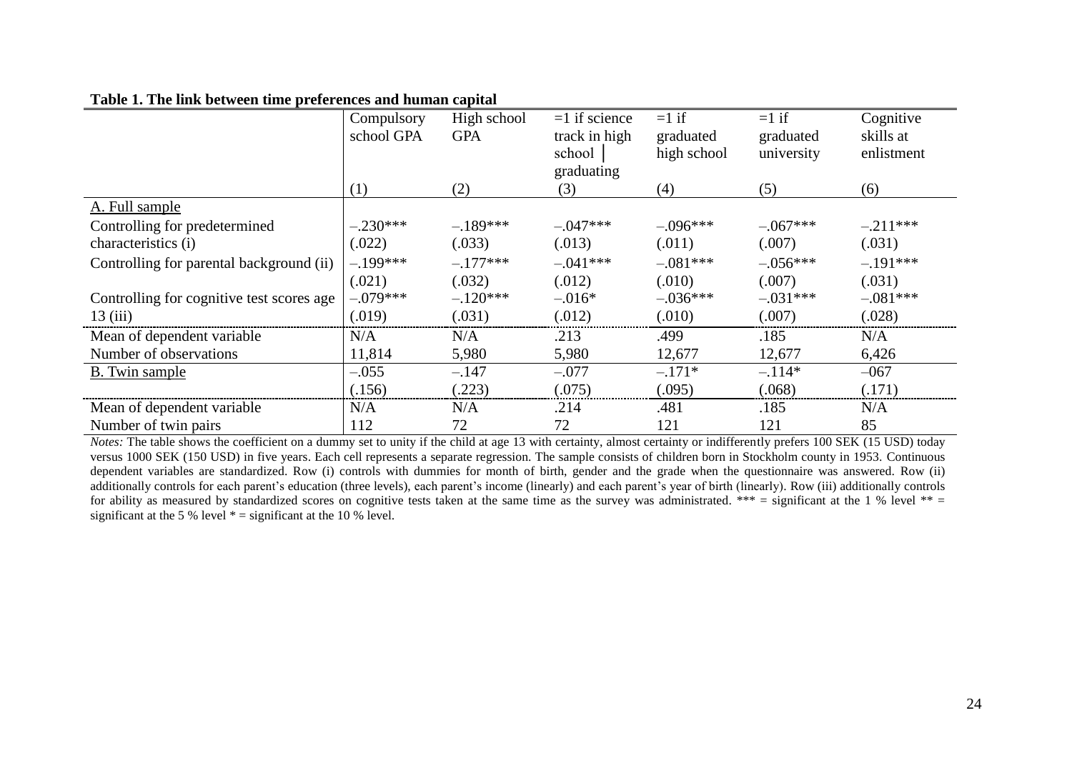**Table 1. The link between time preferences and human capital**

| | Compulsory school GPA | High school GPA | =1 if science track in high school │ graduating | =1 if graduated high school | =1 if graduated university | Cognitive skills at enlistment |
|---|---|---|---|---|---|---|
| | (1) | (2) | (3) | (4) | (5) | (6) |
| A. Full sample | | | | | | |
| Controlling for predetermined characteristics (i) | –.230*** (.022) | –.189*** (.033) | –.047*** (.013) | –.096*** (.011) | –.067*** (.007) | –.211*** (.031) |
| Controlling for parental background (ii) | –.199*** (.021) | –.177*** (.032) | –.041*** (.012) | –.081*** (.010) | –.056*** (.007) | –.191*** (.031) |
| Controlling for cognitive test scores age 13 (iii) | –.079*** (.019) | –.120*** (.031) | –.016* (.012) | –.036*** (.010) | –.031*** (.007) | –.081*** (.028) |
| Mean of dependent variable | N/A | N/A | .213 | .499 | .185 | N/A |
| Number of observations | 11,814 | 5,980 | 5,980 | 12,677 | 12,677 | 6,426 |
| B. Twin sample | –.055 (.156) | –.147 (.223) | –.077 (.075) | –.171* (.095) | –.114* (.068) | –067 (.171) |
| Mean of dependent variable | N/A | N/A | .214 | .481 | .185 | N/A |
| Number of twin pairs | 112 | 72 | 72 | 121 | 121 | 85 |

*Notes:* The table shows the coefficient on a dummy set to unity if the child at age 13 with certainty, almost certainty or indifferently prefers 100 SEK (15 USD) today versus 1000 SEK (150 USD) in five years. Each cell represents a separate regression. The sample consists of children born in Stockholm county in 1953. Continuous dependent variables are standardized. Row (i) controls with dummies for month of birth, gender and the grade when the questionnaire was answered. Row (ii) additionally controls for each parent's education (three levels), each parent's income (linearly) and each parent's year of birth (linearly). Row (iii) additionally controls for ability as measured by standardized scores on cognitive tests taken at the same time as the survey was administrated. *** = significant at the 1 % level ** = significant at the 5 % level * = significant at the 10 % level.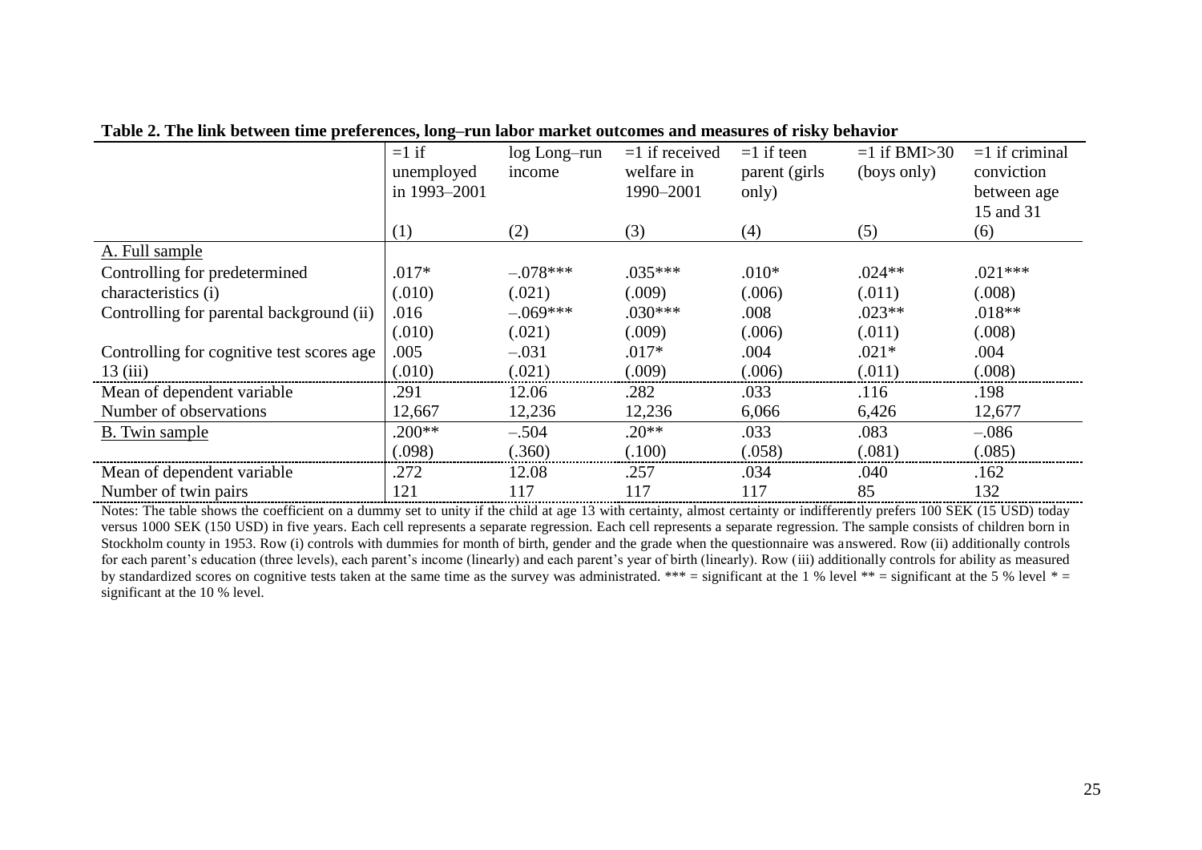**Table 2. The link between time preferences, long–run labor market outcomes and measures of risky behavior**

| | =1 if unemployed in 1993–2001 | log Long–run income | =1 if received welfare in 1990–2001 | =1 if teen parent (girls only) | =1 if BMI>30 (boys only) | =1 if criminal conviction between age 15 and 31 |
|---|---|---|---|---|---|---|
| | (1) | (2) | (3) | (4) | (5) | (6) |
| A. Full sample | | | | | | |
| Controlling for predetermined characteristics (i) | .017* | –.078*** | .035*** | .010* | .024** | .021*** |
| | (.010) | (.021) | (.009) | (.006) | (.011) | (.008) |
| Controlling for parental background (ii) | .016 | –.069*** | .030*** | .008 | .023** | .018** |
| | (.010) | (.021) | (.009) | (.006) | (.011) | (.008) |
| Controlling for cognitive test scores age 13 (iii) | .005 | –.031 | .017* | .004 | .021* | .004 |
| | (.010) | (.021) | (.009) | (.006) | (.011) | (.008) |
| Mean of dependent variable | .291 | 12.06 | .282 | .033 | .116 | .198 |
| Number of observations | 12,667 | 12,236 | 12,236 | 6,066 | 6,426 | 12,677 |
| B. Twin sample | .200** | –.504 | .20** | .033 | .083 | –.086 |
| | (.098) | (.360) | (.100) | (.058) | (.081) | (.085) |
| Mean of dependent variable | .272 | 12.08 | .257 | .034 | .040 | .162 |
| Number of twin pairs | 121 | 117 | 117 | 117 | 85 | 132 |

Notes: The table shows the coefficient on a dummy set to unity if the child at age 13 with certainty, almost certainty or indifferently prefers 100 SEK (15 USD) today versus 1000 SEK (150 USD) in five years. Each cell represents a separate regression. Each cell represents a separate regression. The sample consists of children born in Stockholm county in 1953. Row (i) controls with dummies for month of birth, gender and the grade when the questionnaire was answered. Row (ii) additionally controls for each parent's education (three levels), each parent's income (linearly) and each parent's year of birth (linearly). Row (iii) additionally controls for ability as measured by standardized scores on cognitive tests taken at the same time as the survey was administrated. *** = significant at the 1 % level ** = significant at the 5 % level * = significant at the 10 % level.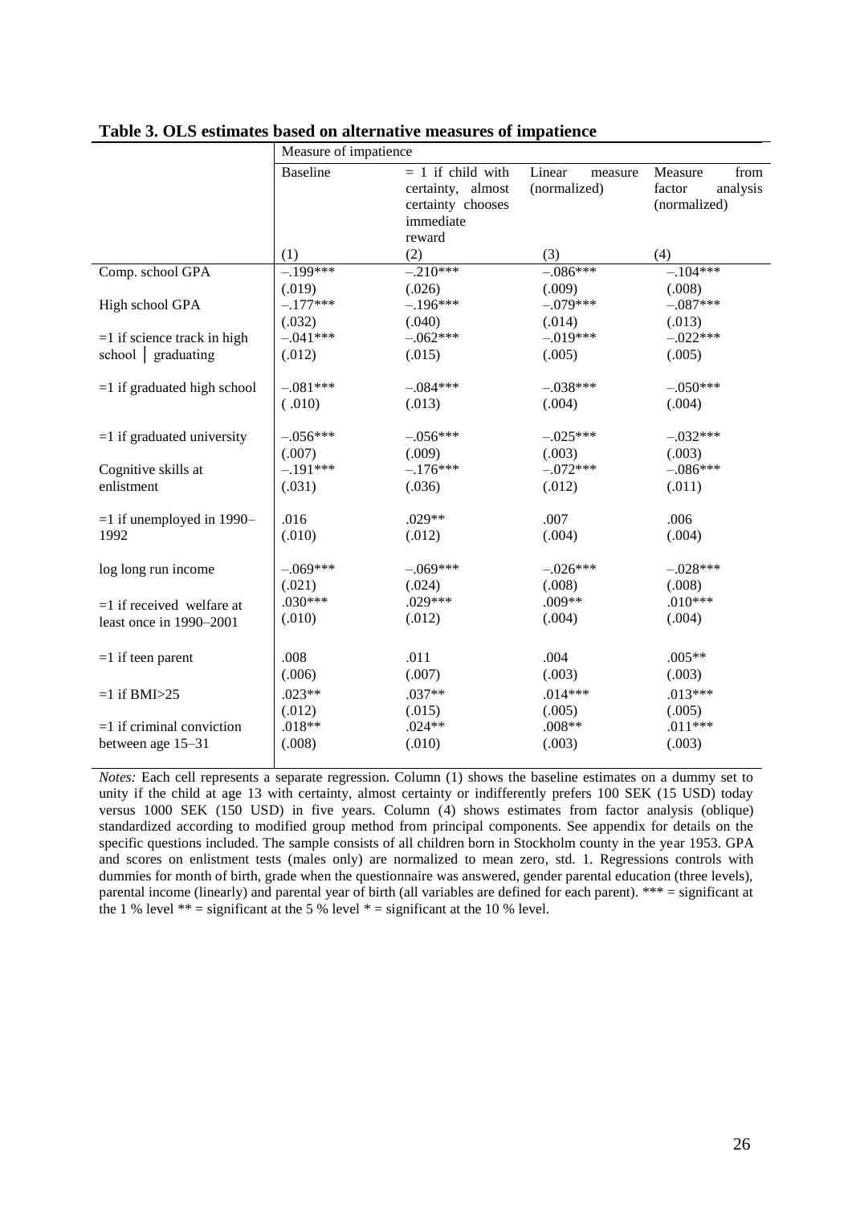**Table 3. OLS estimates based on alternative measures of impatience**

| | Measure of impatience | | | |
|---|---|---|---|---|
| | Baseline | = 1 if child with certainty, almost certainty chooses immediate reward | Linear measure (normalized) | Measure from factor analysis (normalized) |
| | (1) | (2) | (3) | (4) |
| Comp. school GPA | –.199*** | –.210*** | –.086*** | –.104*** |
| | (.019) | (.026) | (.009) | (.008) |
| High school GPA | –.177*** | –.196*** | –.079*** | –.087*** |
| | (.032) | (.040) | (.014) | (.013) |
| =1 if science track in high school │ graduating | –.041*** | –.062*** | –.019*** | –.022*** |
| | (.012) | (.015) | (.005) | (.005) |
| =1 if graduated high school | –.081*** | –.084*** | –.038*** | –.050*** |
| | ( .010) | (.013) | (.004) | (.004) |
| =1 if graduated university | –.056*** | –.056*** | –.025*** | –.032*** |
| | (.007) | (.009) | (.003) | (.003) |
| Cognitive skills at enlistment | –.191*** | –.176*** | –.072*** | –.086*** |
| | (.031) | (.036) | (.012) | (.011) |
| =1 if unemployed in 1990–1992 | .016 | .029** | .007 | .006 |
| | (.010) | (.012) | (.004) | (.004) |
| log long run income | –.069*** | –.069*** | –.026*** | –.028*** |
| | (.021) | (.024) | (.008) | (.008) |
| =1 if received welfare at least once in 1990–2001 | .030*** | .029*** | .009** | .010*** |
| | (.010) | (.012) | (.004) | (.004) |
| =1 if teen parent | .008 | .011 | .004 | .005** |
| | (.006) | (.007) | (.003) | (.003) |
| =1 if BMI>25 | .023** | .037** | .014*** | .013*** |
| | (.012) | (.015) | (.005) | (.005) |
| =1 if criminal conviction between age 15–31 | .018** | .024** | .008** | .011*** |
| | (.008) | (.010) | (.003) | (.003) |

*Notes:* Each cell represents a separate regression. Column (1) shows the baseline estimates on a dummy set to unity if the child at age 13 with certainty, almost certainty or indifferently prefers 100 SEK (15 USD) today versus 1000 SEK (150 USD) in five years. Column (4) shows estimates from factor analysis (oblique) standardized according to modified group method from principal components. See appendix for details on the specific questions included. The sample consists of all children born in Stockholm county in the year 1953. GPA and scores on enlistment tests (males only) are normalized to mean zero, std. 1. Regressions controls with dummies for month of birth, grade when the questionnaire was answered, gender parental education (three levels), parental income (linearly) and parental year of birth (all variables are defined for each parent). *** = significant at the 1 % level ** = significant at the 5 % level * = significant at the 10 % level.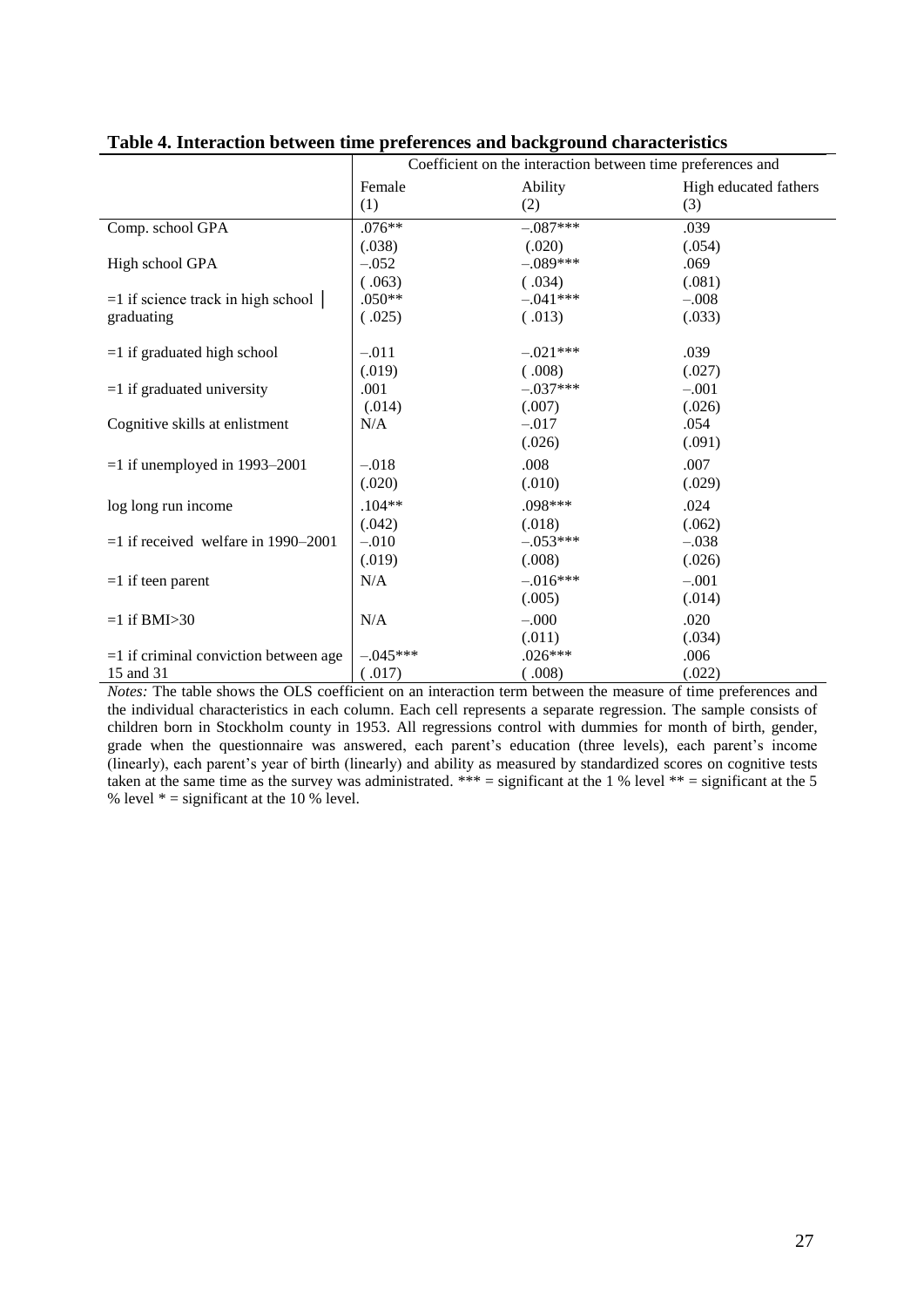**Table 4. Interaction between time preferences and background characteristics**

| | Coefficient on the interaction between time preferences and | | |
|---|---|---|---|
| | Female (1) | Ability (2) | High educated fathers (3) |
| Comp. school GPA | .076** | –.087*** | .039 |
| | (.038) | (.020) | (.054) |
| High school GPA | –.052 | –.089*** | .069 |
| | (.063) | (.034) | (.081) |
| =1 if science track in high school graduating | .050** | –.041*** | –.008 |
| | (.025) | (.013) | (.033) |
| =1 if graduated high school | –.011 | –.021*** | .039 |
| | (.019) | (.008) | (.027) |
| =1 if graduated university | .001 | –.037*** | –.001 |
| | (.014) | (.007) | (.026) |
| Cognitive skills at enlistment | N/A | –.017 | .054 |
| | | (.026) | (.091) |
| =1 if unemployed in 1993–2001 | –.018 | .008 | .007 |
| | (.020) | (.010) | (.029) |
| log long run income | .104** | .098*** | .024 |
| | (.042) | (.018) | (.062) |
| =1 if received welfare in 1990–2001 | –.010 | –.053*** | –.038 |
| | (.019) | (.008) | (.026) |
| =1 if teen parent | N/A | –.016*** | –.001 |
| | | (.005) | (.014) |
| =1 if BMI>30 | N/A | –.000 | .020 |
| | | (.011) | (.034) |
| =1 if criminal conviction between age 15 and 31 | –.045*** | .026*** | .006 |
| | (.017) | (.008) | (.022) |

*Notes:* The table shows the OLS coefficient on an interaction term between the measure of time preferences and the individual characteristics in each column. Each cell represents a separate regression. The sample consists of children born in Stockholm county in 1953. All regressions control with dummies for month of birth, gender, grade when the questionnaire was answered, each parent's education (three levels), each parent's income (linearly), each parent's year of birth (linearly) and ability as measured by standardized scores on cognitive tests taken at the same time as the survey was administrated. *** = significant at the 1 % level ** = significant at the 5 % level * = significant at the 10 % level.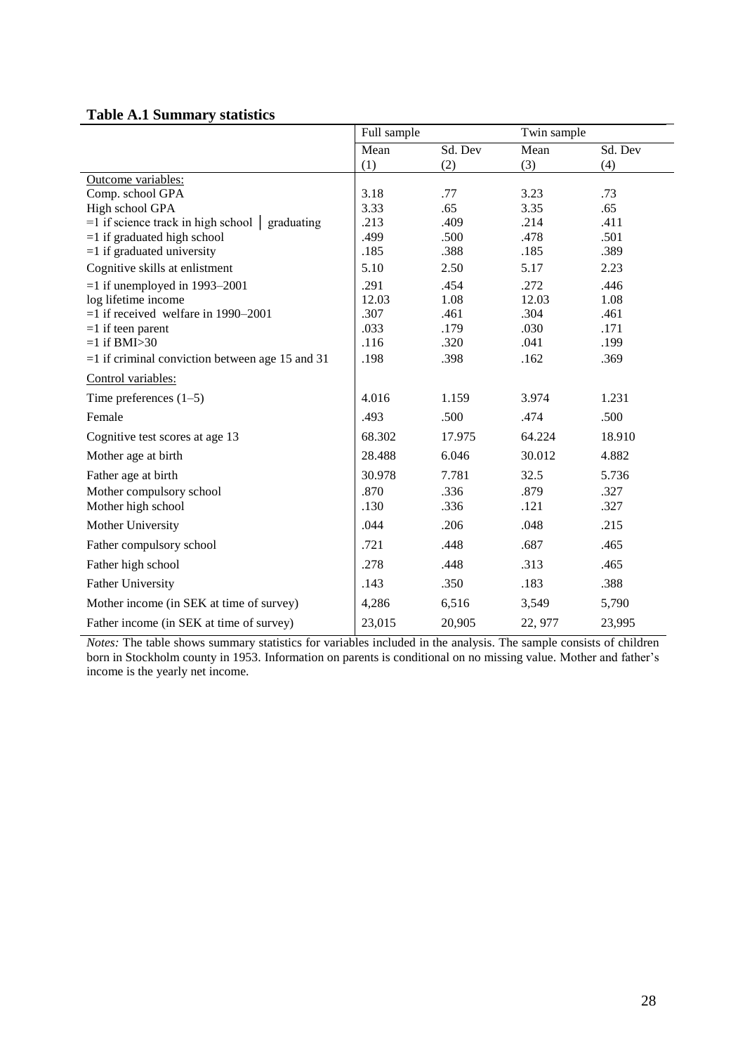**Table A.1 Summary statistics**

| | Full sample | | Twin sample | |
|---|---|---|---|---|
| | Mean | Sd. Dev | Mean | Sd. Dev |
| | (1) | (2) | (3) | (4) |
| Outcome variables: | | | | |
| Comp. school GPA | 3.18 | .77 | 3.23 | .73 |
| High school GPA | 3.33 | .65 | 3.35 | .65 |
| =1 if science track in high school │ graduating | .213 | .409 | .214 | .411 |
| =1 if graduated high school | .499 | .500 | .478 | .501 |
| =1 if graduated university | .185 | .388 | .185 | .389 |
| Cognitive skills at enlistment | 5.10 | 2.50 | 5.17 | 2.23 |
| =1 if unemployed in 1993–2001 | .291 | .454 | .272 | .446 |
| log lifetime income | 12.03 | 1.08 | 12.03 | 1.08 |
| =1 if received welfare in 1990–2001 | .307 | .461 | .304 | .461 |
| =1 if teen parent | .033 | .179 | .030 | .171 |
| =1 if BMI>30 | .116 | .320 | .041 | .199 |
| =1 if criminal conviction between age 15 and 31 | .198 | .398 | .162 | .369 |
| Control variables: | | | | |
| Time preferences (1–5) | 4.016 | 1.159 | 3.974 | 1.231 |
| Female | .493 | .500 | .474 | .500 |
| Cognitive test scores at age 13 | 68.302 | 17.975 | 64.224 | 18.910 |
| Mother age at birth | 28.488 | 6.046 | 30.012 | 4.882 |
| Father age at birth | 30.978 | 7.781 | 32.5 | 5.736 |
| Mother compulsory school | .870 | .336 | .879 | .327 |
| Mother high school | .130 | .336 | .121 | .327 |
| Mother University | .044 | .206 | .048 | .215 |
| Father compulsory school | .721 | .448 | .687 | .465 |
| Father high school | .278 | .448 | .313 | .465 |
| Father University | .143 | .350 | .183 | .388 |
| Mother income (in SEK at time of survey) | 4,286 | 6,516 | 3,549 | 5,790 |
| Father income (in SEK at time of survey) | 23,015 | 20,905 | 22, 977 | 23,995 |

*Notes:* The table shows summary statistics for variables included in the analysis. The sample consists of children born in Stockholm county in 1953. Information on parents is conditional on no missing value. Mother and father's income is the yearly net income.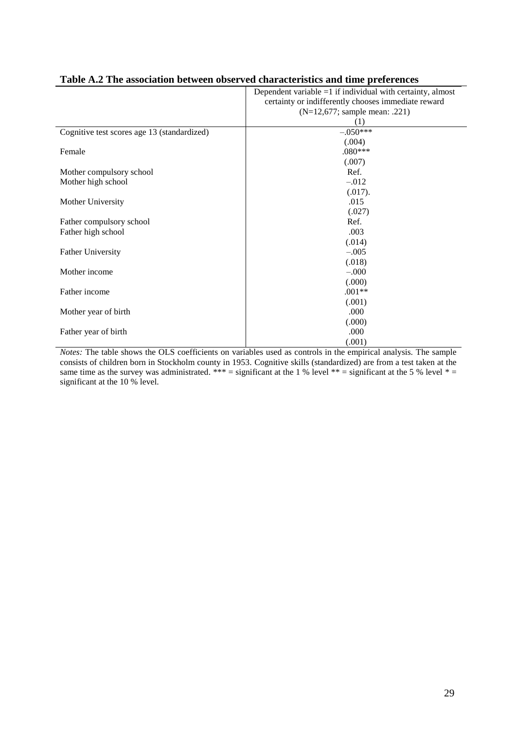**Table A.2 The association between observed characteristics and time preferences**

| | Dependent variable =1 if individual with certainty, almost certainty or indifferently chooses immediate reward (N=12,677; sample mean: .221) |
|---|---|
| | (1) |
| Cognitive test scores age 13 (standardized) | –.050*** |
| | (.004) |
| Female | .080*** |
| | (.007) |
| Mother compulsory school | Ref. |
| Mother high school | –.012 |
| | (.017). |
| Mother University | .015 |
| | (.027) |
| Father compulsory school | Ref. |
| Father high school | .003 |
| | (.014) |
| Father University | –.005 |
| | (.018) |
| Mother income | –.000 |
| | (.000) |
| Father income | .001** |
| | (.001) |
| Mother year of birth | .000 |
| | (.000) |
| Father year of birth | .000 |
| | (.001) |

*Notes:* The table shows the OLS coefficients on variables used as controls in the empirical analysis. The sample consists of children born in Stockholm county in 1953. Cognitive skills (standardized) are from a test taken at the same time as the survey was administrated. *** = significant at the 1 % level ** = significant at the 5 % level * = significant at the 10 % level.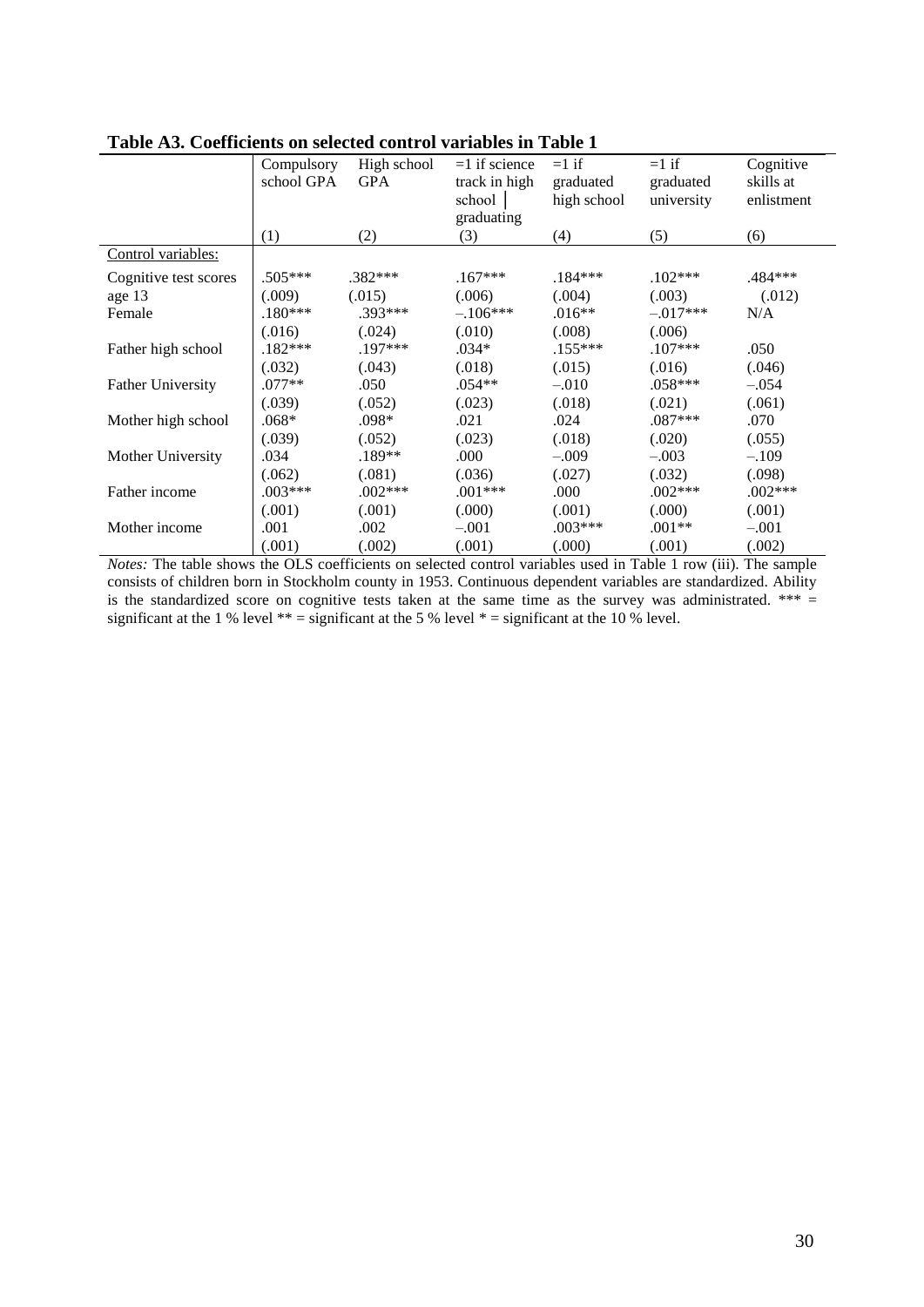**Table A3. Coefficients on selected control variables in Table 1**

| | Compulsory school GPA | High school GPA | =1 if science track in high school │ graduating | =1 if graduated high school | =1 if graduated university | Cognitive skills at enlistment |
|---|---|---|---|---|---|---|
| | (1) | (2) | (3) | (4) | (5) | (6) |
| Control variables: | | | | | | |
| Cognitive test scores age 13 | .505*** | .382*** | .167*** | .184*** | .102*** | .484*** |
| | (.009) | (.015) | (.006) | (.004) | (.003) | (.012) |
| Female | .180*** | .393*** | –.106*** | .016** | –.017*** | N/A |
| | (.016) | (.024) | (.010) | (.008) | (.006) | |
| Father high school | .182*** | .197*** | .034* | .155*** | .107*** | .050 |
| | (.032) | (.043) | (.018) | (.015) | (.016) | (.046) |
| Father University | .077** | .050 | .054** | –.010 | .058*** | –.054 |
| | (.039) | (.052) | (.023) | (.018) | (.021) | (.061) |
| Mother high school | .068* | .098* | .021 | .024 | .087*** | .070 |
| | (.039) | (.052) | (.023) | (.018) | (.020) | (.055) |
| Mother University | .034 | .189** | .000 | –.009 | –.003 | –.109 |
| | (.062) | (.081) | (.036) | (.027) | (.032) | (.098) |
| Father income | .003*** | .002*** | .001*** | .000 | .002*** | .002*** |
| | (.001) | (.001) | (.000) | (.001) | (.000) | (.001) |
| Mother income | .001 | .002 | –.001 | .003*** | .001** | –.001 |
| | (.001) | (.002) | (.001) | (.000) | (.001) | (.002) |

*Notes:* The table shows the OLS coefficients on selected control variables used in Table 1 row (iii). The sample consists of children born in Stockholm county in 1953. Continuous dependent variables are standardized. Ability is the standardized score on cognitive tests taken at the same time as the survey was administrated. *** = significant at the 1 % level ** = significant at the 5 % level * = significant at the 10 % level.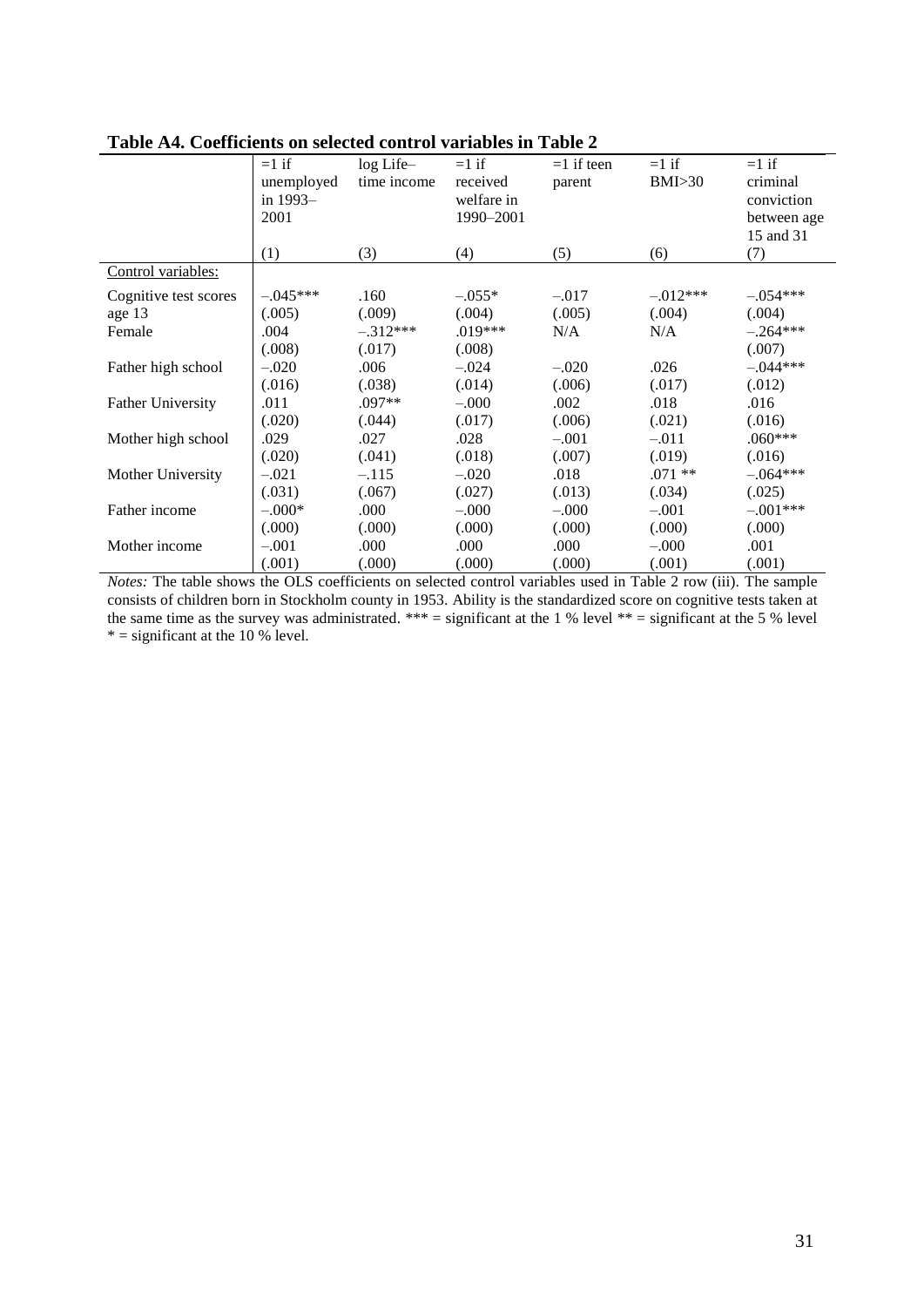**Table A4. Coefficients on selected control variables in Table 2**

| | =1 if unemployed in 1993–2001 | log Life–time income | =1 if received welfare in 1990–2001 | =1 if teen parent | =1 if BMI>30 | =1 if criminal conviction between age 15 and 31 |
|---|---|---|---|---|---|---|
| | (1) | (3) | (4) | (5) | (6) | (7) |
| Control variables: | | | | | | |
| Cognitive test scores age 13 | –.045*** | .160 | –.055* | –.017 | –.012*** | –.054*** |
| | (.005) | (.009) | (.004) | (.005) | (.004) | (.004) |
| Female | .004 | –.312*** | .019*** | N/A | N/A | –.264*** |
| | (.008) | (.017) | (.008) | | | (.007) |
| Father high school | –.020 | .006 | –.024 | –.020 | .026 | –.044*** |
| | (.016) | (.038) | (.014) | (.006) | (.017) | (.012) |
| Father University | .011 | .097** | –.000 | .002 | .018 | .016 |
| | (.020) | (.044) | (.017) | (.006) | (.021) | (.016) |
| Mother high school | .029 | .027 | .028 | –.001 | –.011 | .060*** |
| | (.020) | (.041) | (.018) | (.007) | (.019) | (.016) |
| Mother University | –.021 | –.115 | –.020 | .018 | .071 ** | –.064*** |
| | (.031) | (.067) | (.027) | (.013) | (.034) | (.025) |
| Father income | –.000* | .000 | –.000 | –.000 | –.001 | –.001*** |
| | (.000) | (.000) | (.000) | (.000) | (.000) | (.000) |
| Mother income | –.001 | .000 | .000 | .000 | –.000 | .001 |
| | (.001) | (.000) | (.000) | (.000) | (.001) | (.001) |

*Notes:* The table shows the OLS coefficients on selected control variables used in Table 2 row (iii). The sample consists of children born in Stockholm county in 1953. Ability is the standardized score on cognitive tests taken at the same time as the survey was administrated. *** = significant at the 1 % level ** = significant at the 5 % level * = significant at the 10 % level.